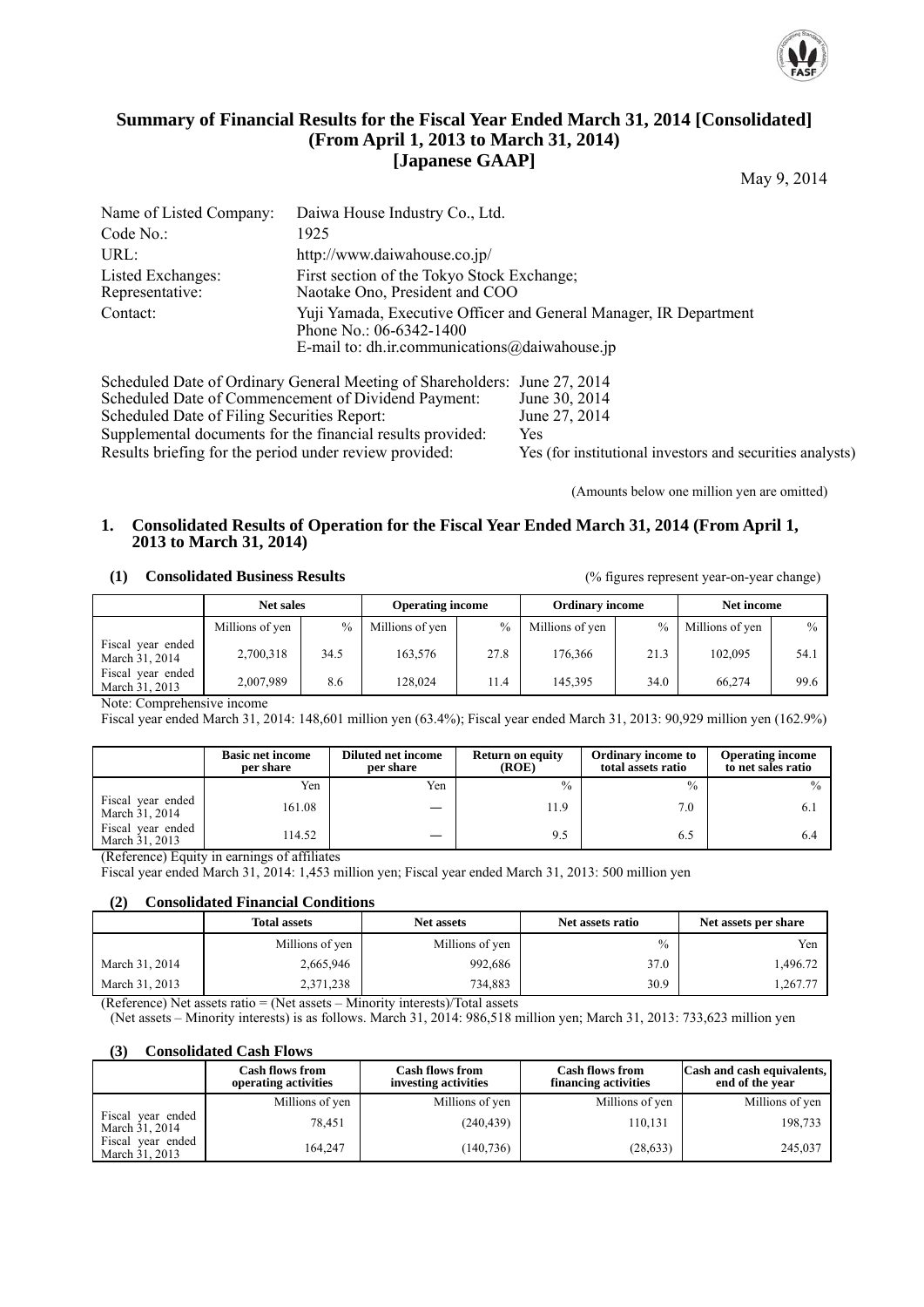# Summary of Financial Results for the Fiscal Year Ended March 31, 2014 [Consolidated] (From April 1, 2013 to March 31, 2014) [Japanese GAAP]

May 9, 2014

| | |
|---|---|
| Name of Listed Company: | Daiwa House Industry Co., Ltd. |
| Code No.: | 1925 |
| URL: | http://www.daiwahouse.co.jp/ |
| Listed Exchanges: | First section of the Tokyo Stock Exchange; |
| Representative: | Naotake Ono, President and COO |
| Contact: | Yuji Yamada, Executive Officer and General Manager, IR Department<br>Phone No.: 06-6342-1400<br>E-mail to: dh.ir.communications@daiwahouse.jp |

| | |
|---|---|
| Scheduled Date of Ordinary General Meeting of Shareholders: | June 27, 2014 |
| Scheduled Date of Commencement of Dividend Payment: | June 30, 2014 |
| Scheduled Date of Filing Securities Report: | June 27, 2014 |
| Supplemental documents for the financial results provided: | Yes |
| Results briefing for the period under review provided: | Yes (for institutional investors and securities analysts) |

(Amounts below one million yen are omitted)

## 1. Consolidated Results of Operation for the Fiscal Year Ended March 31, 2014 (From April 1, 2013 to March 31, 2014)

### (1) Consolidated Business Results

(% figures represent year-on-year change)

| | Net sales | | Operating income | | Ordinary income | | Net income | |
|---|---|---|---|---|---|---|---|---|
| | Millions of yen | % | Millions of yen | % | Millions of yen | % | Millions of yen | % |
| Fiscal year ended March 31, 2014 | 2,700,318 | 34.5 | 163,576 | 27.8 | 176,366 | 21.3 | 102,095 | 54.1 |
| Fiscal year ended March 31, 2013 | 2,007,989 | 8.6 | 128,024 | 11.4 | 145,395 | 34.0 | 66,274 | 99.6 |

Note: Comprehensive income

Fiscal year ended March 31, 2014: 148,601 million yen (63.4%); Fiscal year ended March 31, 2013: 90,929 million yen (162.9%)

| | Basic net income per share | Diluted net income per share | Return on equity (ROE) | Ordinary income to total assets ratio | Operating income to net sales ratio |
|---|---|---|---|---|---|
| | Yen | Yen | % | % | % |
| Fiscal year ended March 31, 2014 | 161.08 | — | 11.9 | 7.0 | 6.1 |
| Fiscal year ended March 31, 2013 | 114.52 | — | 9.5 | 6.5 | 6.4 |

(Reference) Equity in earnings of affiliates

Fiscal year ended March 31, 2014: 1,453 million yen; Fiscal year ended March 31, 2013: 500 million yen

### (2) Consolidated Financial Conditions

| | Total assets | Net assets | Net assets ratio | Net assets per share |
|---|---|---|---|---|
| | Millions of yen | Millions of yen | % | Yen |
| March 31, 2014 | 2,665,946 | 992,686 | 37.0 | 1,496.72 |
| March 31, 2013 | 2,371,238 | 734,883 | 30.9 | 1,267.77 |

(Reference) Net assets ratio = (Net assets – Minority interests)/Total assets

(Net assets – Minority interests) is as follows. March 31, 2014: 986,518 million yen; March 31, 2013: 733,623 million yen

### (3) Consolidated Cash Flows

| | Cash flows from operating activities | Cash flows from investing activities | Cash flows from financing activities | Cash and cash equivalents, end of the year |
|---|---|---|---|---|
| | Millions of yen | Millions of yen | Millions of yen | Millions of yen |
| Fiscal year ended March 31, 2014 | 78,451 | (240,439) | 110,131 | 198,733 |
| Fiscal year ended March 31, 2013 | 164,247 | (140,736) | (28,633) | 245,037 |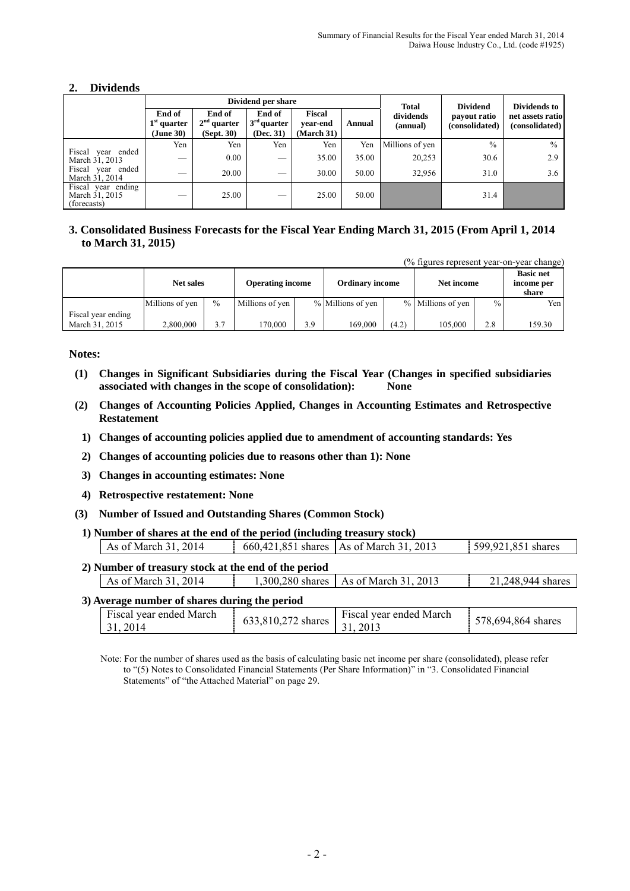## 2. Dividends

| | Dividend per share | | | | | Total dividends (annual) | Dividend payout ratio (consolidated) | Dividends to net assets ratio (consolidated) |
|---|---|---|---|---|---|---|---|---|
| | End of 1st quarter (June 30) | End of 2nd quarter (Sept. 30) | End of 3rd quarter (Dec. 31) | Fiscal year-end (March 31) | Annual | | | |
| | Yen | Yen | Yen | Yen | Yen | Millions of yen | % | % |
| Fiscal year ended March 31, 2013 | — | 0.00 | — | 35.00 | 35.00 | 20,253 | 30.6 | 2.9 |
| Fiscal year ended March 31, 2014 | — | 20.00 | — | 30.00 | 50.00 | 32,956 | 31.0 | 3.6 |
| Fiscal year ending March 31, 2015 (forecasts) | — | 25.00 | — | 25.00 | 50.00 | | 31.4 | |

## 3. Consolidated Business Forecasts for the Fiscal Year Ending March 31, 2015 (From April 1, 2014 to March 31, 2015)

(% figures represent year-on-year change)

| | Net sales | | Operating income | | Ordinary income | | Net income | | Basic net income per share |
|---|---|---|---|---|---|---|---|---|---|
| | Millions of yen | % | Millions of yen | % | Millions of yen | % | Millions of yen | % | Yen |
| Fiscal year ending March 31, 2015 | 2,800,000 | 3.7 | 170,000 | 3.9 | 169,000 | (4.2) | 105,000 | 2.8 | 159.30 |

**Notes:**

**(1) Changes in Significant Subsidiaries during the Fiscal Year (Changes in specified subsidiaries associated with changes in the scope of consolidation): None**

**(2) Changes of Accounting Policies Applied, Changes in Accounting Estimates and Retrospective Restatement**

**1) Changes of accounting policies applied due to amendment of accounting standards: Yes**

**2) Changes of accounting policies due to reasons other than 1): None**

**3) Changes in accounting estimates: None**

**4) Retrospective restatement: None**

**(3) Number of Issued and Outstanding Shares (Common Stock)**

**1) Number of shares at the end of the period (including treasury stock)**

| | | | |
|---|---|---|---|
| As of March 31, 2014 | 660,421,851 shares | As of March 31, 2013 | 599,921,851 shares |

**2) Number of treasury stock at the end of the period**

| | | | |
|---|---|---|---|
| As of March 31, 2014 | 1,300,280 shares | As of March 31, 2013 | 21,248,944 shares |

**3) Average number of shares during the period**

| | | | |
|---|---|---|---|
| Fiscal year ended March 31, 2014 | 633,810,272 shares | Fiscal year ended March 31, 2013 | 578,694,864 shares |

Note: For the number of shares used as the basis of calculating basic net income per share (consolidated), please refer to "(5) Notes to Consolidated Financial Statements (Per Share Information)" in "3. Consolidated Financial Statements" of "the Attached Material" on page 29.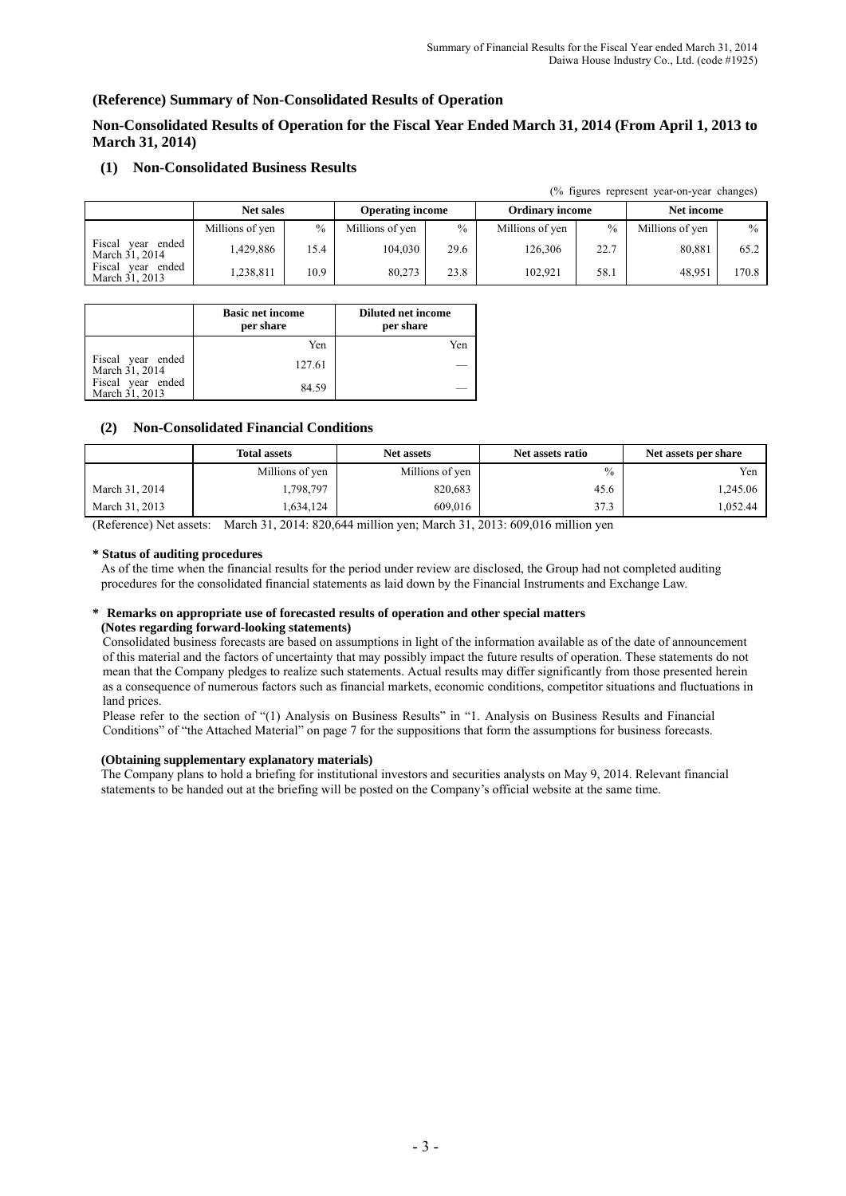## (Reference) Summary of Non-Consolidated Results of Operation

## Non-Consolidated Results of Operation for the Fiscal Year Ended March 31, 2014 (From April 1, 2013 to March 31, 2014)

### (1) Non-Consolidated Business Results

(% figures represent year-on-year changes)

| | Net sales | | Operating income | | Ordinary income | | Net income | |
|---|---|---|---|---|---|---|---|---|
| | Millions of yen | % | Millions of yen | % | Millions of yen | % | Millions of yen | % |
| Fiscal year ended March 31, 2014 | 1,429,886 | 15.4 | 104,030 | 29.6 | 126,306 | 22.7 | 80,881 | 65.2 |
| Fiscal year ended March 31, 2013 | 1,238,811 | 10.9 | 80,273 | 23.8 | 102,921 | 58.1 | 48,951 | 170.8 |

| | Basic net income per share | Diluted net income per share |
|---|---|---|
| | Yen | Yen |
| Fiscal year ended March 31, 2014 | 127.61 | — |
| Fiscal year ended March 31, 2013 | 84.59 | — |

### (2) Non-Consolidated Financial Conditions

| | Total assets | Net assets | Net assets ratio | Net assets per share |
|---|---|---|---|---|
| | Millions of yen | Millions of yen | % | Yen |
| March 31, 2014 | 1,798,797 | 820,683 | 45.6 | 1,245.06 |
| March 31, 2013 | 1,634,124 | 609,016 | 37.3 | 1,052.44 |

(Reference) Net assets: March 31, 2014: 820,644 million yen; March 31, 2013: 609,016 million yen

**\* Status of auditing procedures**

As of the time when the financial results for the period under review are disclosed, the Group had not completed auditing procedures for the consolidated financial statements as laid down by the Financial Instruments and Exchange Law.

**\* Remarks on appropriate use of forecasted results of operation and other special matters**

**(Notes regarding forward-looking statements)**

Consolidated business forecasts are based on assumptions in light of the information available as of the date of announcement of this material and the factors of uncertainty that may possibly impact the future results of operation. These statements do not mean that the Company pledges to realize such statements. Actual results may differ significantly from those presented herein as a consequence of numerous factors such as financial markets, economic conditions, competitor situations and fluctuations in land prices.

Please refer to the section of "(1) Analysis on Business Results" in "1. Analysis on Business Results and Financial Conditions" of "the Attached Material" on page 7 for the suppositions that form the assumptions for business forecasts.

**(Obtaining supplementary explanatory materials)**

The Company plans to hold a briefing for institutional investors and securities analysts on May 9, 2014. Relevant financial statements to be handed out at the briefing will be posted on the Company's official website at the same time.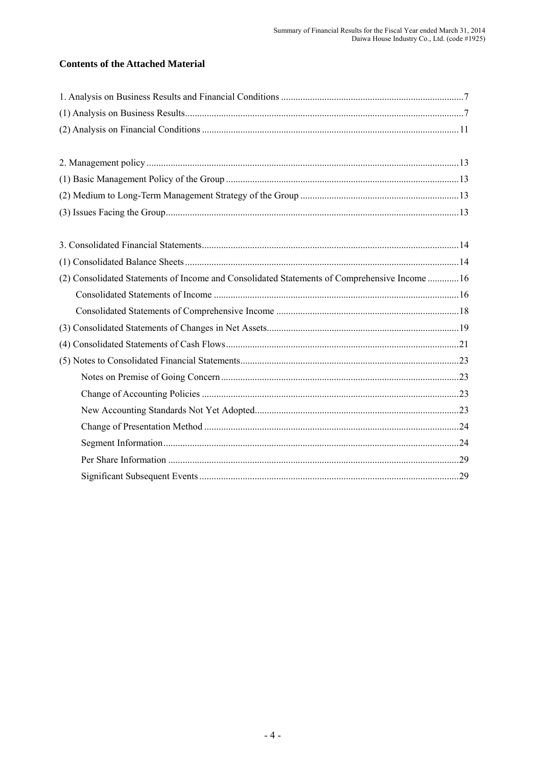## Contents of the Attached Material

1. Analysis on Business Results and Financial Conditions ............................................................7
(1) Analysis on Business Results............................................................................................7
(2) Analysis on Financial Conditions ....................................................................................11

2. Management policy ..........................................................................................................13
(1) Basic Management Policy of the Group ..........................................................................13
(2) Medium to Long-Term Management Strategy of the Group ...........................................13
(3) Issues Facing the Group...................................................................................................13

3. Consolidated Financial Statements....................................................................................14
(1) Consolidated Balance Sheets ...........................................................................................14
(2) Consolidated Statements of Income and Consolidated Statements of Comprehensive Income .............16
    Consolidated Statements of Income ................................................................................16
    Consolidated Statements of Comprehensive Income .......................................................18
(3) Consolidated Statements of Changes in Net Assets..........................................................19
(4) Consolidated Statements of Cash Flows...........................................................................21
(5) Notes to Consolidated Financial Statements.....................................................................23
    Notes on Premise of Going Concern .............................................................................23
    Change of Accounting Policies ......................................................................................23
    New Accounting Standards Not Yet Adopted.................................................................23
    Change of Presentation Method .....................................................................................24
    Segment Information.......................................................................................................24
    Per Share Information .....................................................................................................29
    Significant Subsequent Events ........................................................................................29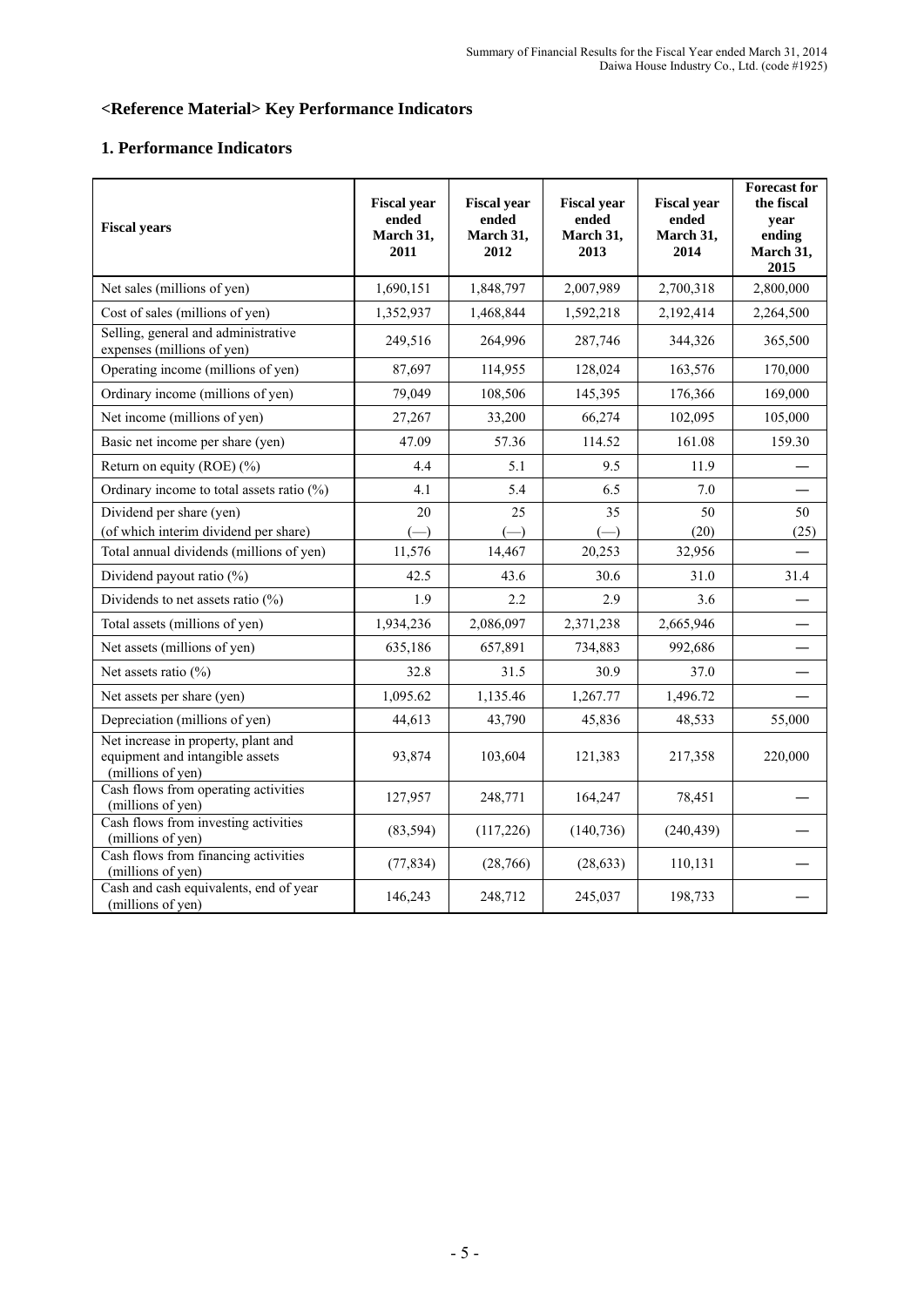## <Reference Material> Key Performance Indicators

### 1. Performance Indicators

| Fiscal years | Fiscal year ended March 31, 2011 | Fiscal year ended March 31, 2012 | Fiscal year ended March 31, 2013 | Fiscal year ended March 31, 2014 | Forecast for the fiscal year ending March 31, 2015 |
|---|---|---|---|---|---|
| Net sales (millions of yen) | 1,690,151 | 1,848,797 | 2,007,989 | 2,700,318 | 2,800,000 |
| Cost of sales (millions of yen) | 1,352,937 | 1,468,844 | 1,592,218 | 2,192,414 | 2,264,500 |
| Selling, general and administrative expenses (millions of yen) | 249,516 | 264,996 | 287,746 | 344,326 | 365,500 |
| Operating income (millions of yen) | 87,697 | 114,955 | 128,024 | 163,576 | 170,000 |
| Ordinary income (millions of yen) | 79,049 | 108,506 | 145,395 | 176,366 | 169,000 |
| Net income (millions of yen) | 27,267 | 33,200 | 66,274 | 102,095 | 105,000 |
| Basic net income per share (yen) | 47.09 | 57.36 | 114.52 | 161.08 | 159.30 |
| Return on equity (ROE) (%) | 4.4 | 5.1 | 9.5 | 11.9 | — |
| Ordinary income to total assets ratio (%) | 4.1 | 5.4 | 6.5 | 7.0 | — |
| Dividend per share (yen)<br>(of which interim dividend per share) | 20<br>(—) | 25<br>(—) | 35<br>(—) | 50<br>(20) | 50<br>(25) |
| Total annual dividends (millions of yen) | 11,576 | 14,467 | 20,253 | 32,956 | — |
| Dividend payout ratio (%) | 42.5 | 43.6 | 30.6 | 31.0 | 31.4 |
| Dividends to net assets ratio (%) | 1.9 | 2.2 | 2.9 | 3.6 | — |
| Total assets (millions of yen) | 1,934,236 | 2,086,097 | 2,371,238 | 2,665,946 | — |
| Net assets (millions of yen) | 635,186 | 657,891 | 734,883 | 992,686 | — |
| Net assets ratio (%) | 32.8 | 31.5 | 30.9 | 37.0 | — |
| Net assets per share (yen) | 1,095.62 | 1,135.46 | 1,267.77 | 1,496.72 | — |
| Depreciation (millions of yen) | 44,613 | 43,790 | 45,836 | 48,533 | 55,000 |
| Net increase in property, plant and equipment and intangible assets (millions of yen) | 93,874 | 103,604 | 121,383 | 217,358 | 220,000 |
| Cash flows from operating activities (millions of yen) | 127,957 | 248,771 | 164,247 | 78,451 | — |
| Cash flows from investing activities (millions of yen) | (83,594) | (117,226) | (140,736) | (240,439) | — |
| Cash flows from financing activities (millions of yen) | (77,834) | (28,766) | (28,633) | 110,131 | — |
| Cash and cash equivalents, end of year (millions of yen) | 146,243 | 248,712 | 245,037 | 198,733 | — |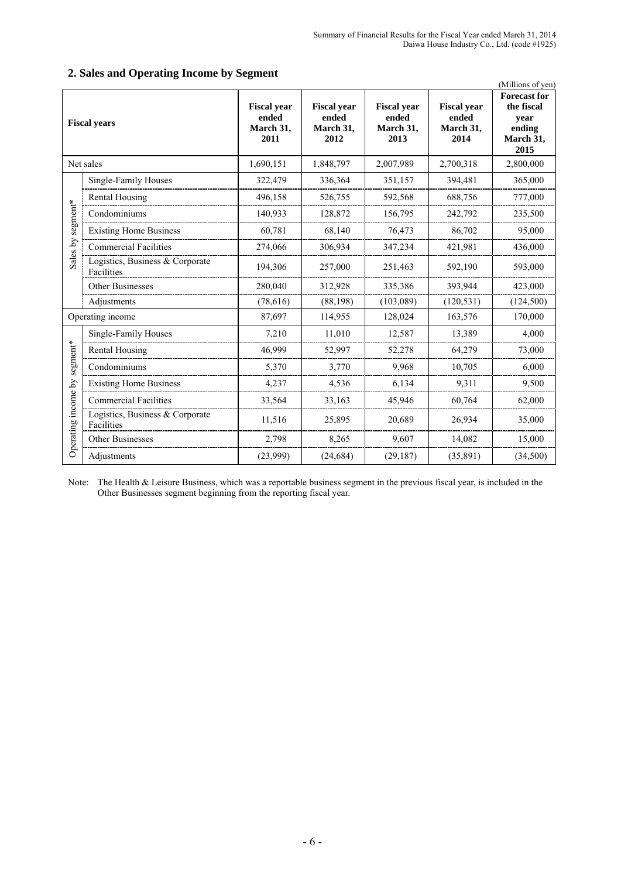## 2. Sales and Operating Income by Segment

(Millions of yen)

| Fiscal years | | Fiscal year ended March 31, 2011 | Fiscal year ended March 31, 2012 | Fiscal year ended March 31, 2013 | Fiscal year ended March 31, 2014 | Forecast for the fiscal year ending March 31, 2015 |
|---|---|---|---|---|---|---|
| Net sales | | 1,690,151 | 1,848,797 | 2,007,989 | 2,700,318 | 2,800,000 |
| Sales by segment* | Single-Family Houses | 322,479 | 336,364 | 351,157 | 394,481 | 365,000 |
| | Rental Housing | 496,158 | 526,755 | 592,568 | 688,756 | 777,000 |
| | Condominiums | 140,933 | 128,872 | 156,795 | 242,792 | 235,500 |
| | Existing Home Business | 60,781 | 68,140 | 76,473 | 86,702 | 95,000 |
| | Commercial Facilities | 274,066 | 306,934 | 347,234 | 421,981 | 436,000 |
| | Logistics, Business & Corporate Facilities | 194,306 | 257,000 | 251,463 | 592,190 | 593,000 |
| | Other Businesses | 280,040 | 312,928 | 335,386 | 393,944 | 423,000 |
| | Adjustments | (78,616) | (88,198) | (103,089) | (120,531) | (124,500) |
| Operating income | | 87,697 | 114,955 | 128,024 | 163,576 | 170,000 |
| Operating income by segment* | Single-Family Houses | 7,210 | 11,010 | 12,587 | 13,389 | 4,000 |
| | Rental Housing | 46,999 | 52,997 | 52,278 | 64,279 | 73,000 |
| | Condominiums | 5,370 | 3,770 | 9,968 | 10,705 | 6,000 |
| | Existing Home Business | 4,237 | 4,536 | 6,134 | 9,311 | 9,500 |
| | Commercial Facilities | 33,564 | 33,163 | 45,946 | 60,764 | 62,000 |
| | Logistics, Business & Corporate Facilities | 11,516 | 25,895 | 20,689 | 26,934 | 35,000 |
| | Other Businesses | 2,798 | 8,265 | 9,607 | 14,082 | 15,000 |
| | Adjustments | (23,999) | (24,684) | (29,187) | (35,891) | (34,500) |

Note: The Health & Leisure Business, which was a reportable business segment in the previous fiscal year, is included in the Other Businesses segment beginning from the reporting fiscal year.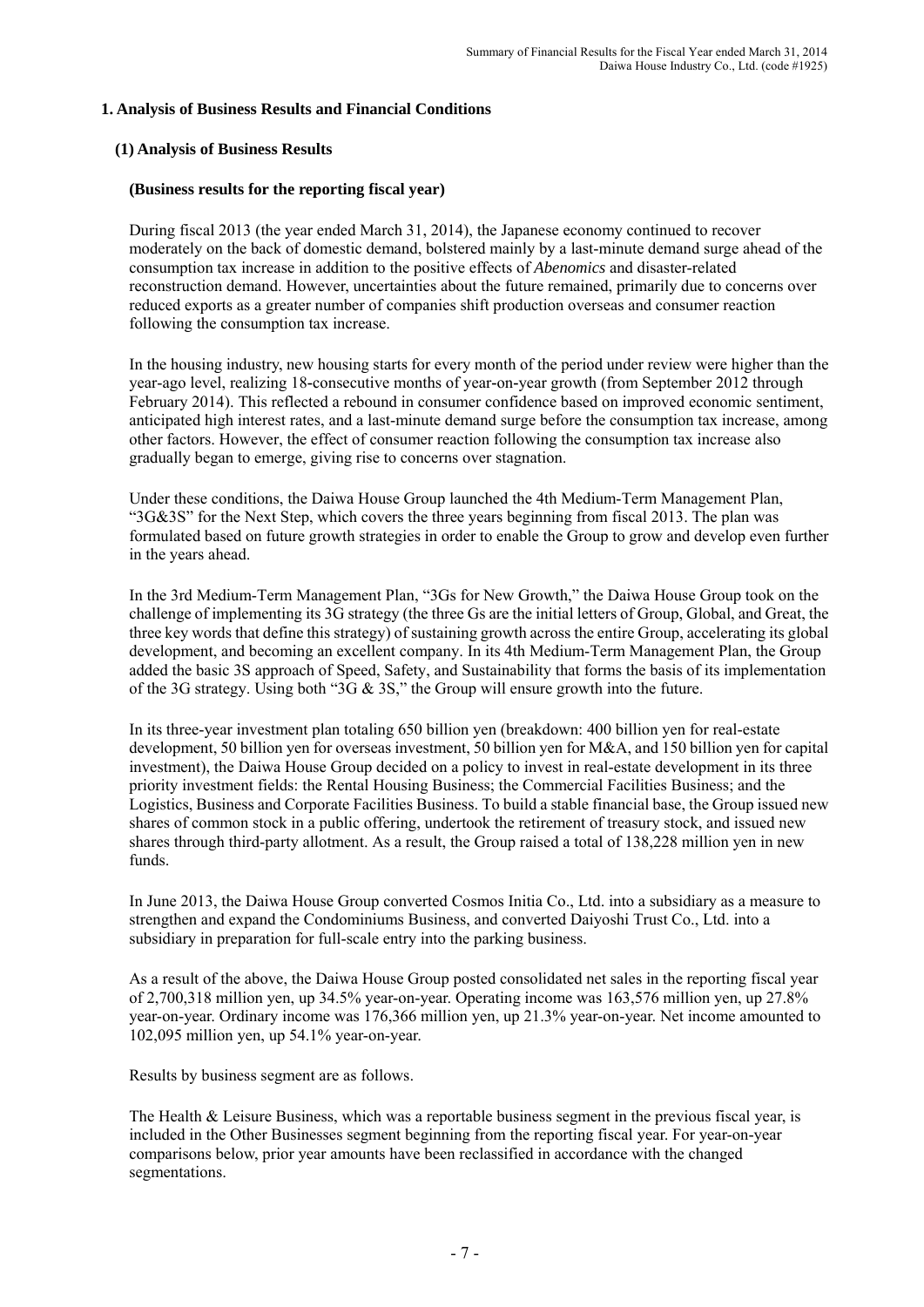## 1. Analysis of Business Results and Financial Conditions

### (1) Analysis of Business Results

#### (Business results for the reporting fiscal year)

During fiscal 2013 (the year ended March 31, 2014), the Japanese economy continued to recover moderately on the back of domestic demand, bolstered mainly by a last-minute demand surge ahead of the consumption tax increase in addition to the positive effects of *Abenomics* and disaster-related reconstruction demand. However, uncertainties about the future remained, primarily due to concerns over reduced exports as a greater number of companies shift production overseas and consumer reaction following the consumption tax increase.

In the housing industry, new housing starts for every month of the period under review were higher than the year-ago level, realizing 18-consecutive months of year-on-year growth (from September 2012 through February 2014). This reflected a rebound in consumer confidence based on improved economic sentiment, anticipated high interest rates, and a last-minute demand surge before the consumption tax increase, among other factors. However, the effect of consumer reaction following the consumption tax increase also gradually began to emerge, giving rise to concerns over stagnation.

Under these conditions, the Daiwa House Group launched the 4th Medium-Term Management Plan, "3G&3S" for the Next Step, which covers the three years beginning from fiscal 2013. The plan was formulated based on future growth strategies in order to enable the Group to grow and develop even further in the years ahead.

In the 3rd Medium-Term Management Plan, "3Gs for New Growth," the Daiwa House Group took on the challenge of implementing its 3G strategy (the three Gs are the initial letters of Group, Global, and Great, the three key words that define this strategy) of sustaining growth across the entire Group, accelerating its global development, and becoming an excellent company. In its 4th Medium-Term Management Plan, the Group added the basic 3S approach of Speed, Safety, and Sustainability that forms the basis of its implementation of the 3G strategy. Using both "3G & 3S," the Group will ensure growth into the future.

In its three-year investment plan totaling 650 billion yen (breakdown: 400 billion yen for real-estate development, 50 billion yen for overseas investment, 50 billion yen for M&A, and 150 billion yen for capital investment), the Daiwa House Group decided on a policy to invest in real-estate development in its three priority investment fields: the Rental Housing Business; the Commercial Facilities Business; and the Logistics, Business and Corporate Facilities Business. To build a stable financial base, the Group issued new shares of common stock in a public offering, undertook the retirement of treasury stock, and issued new shares through third-party allotment. As a result, the Group raised a total of 138,228 million yen in new funds.

In June 2013, the Daiwa House Group converted Cosmos Initia Co., Ltd. into a subsidiary as a measure to strengthen and expand the Condominiums Business, and converted Daiyoshi Trust Co., Ltd. into a subsidiary in preparation for full-scale entry into the parking business.

As a result of the above, the Daiwa House Group posted consolidated net sales in the reporting fiscal year of 2,700,318 million yen, up 34.5% year-on-year. Operating income was 163,576 million yen, up 27.8% year-on-year. Ordinary income was 176,366 million yen, up 21.3% year-on-year. Net income amounted to 102,095 million yen, up 54.1% year-on-year.

Results by business segment are as follows.

The Health & Leisure Business, which was a reportable business segment in the previous fiscal year, is included in the Other Businesses segment beginning from the reporting fiscal year. For year-on-year comparisons below, prior year amounts have been reclassified in accordance with the changed segmentations.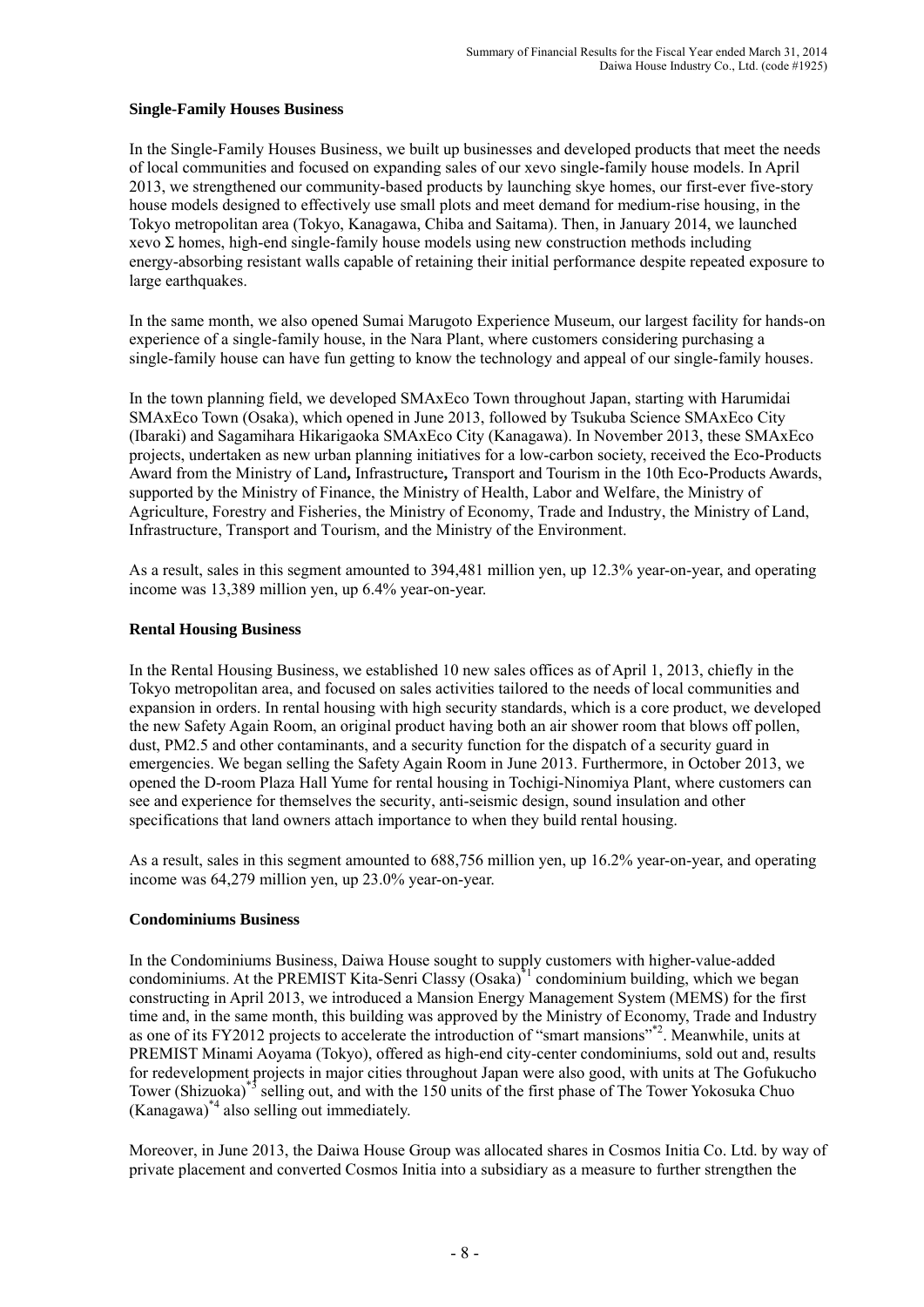### Single-Family Houses Business

In the Single-Family Houses Business, we built up businesses and developed products that meet the needs of local communities and focused on expanding sales of our xevo single-family house models. In April 2013, we strengthened our community-based products by launching skye homes, our first-ever five-story house models designed to effectively use small plots and meet demand for medium-rise housing, in the Tokyo metropolitan area (Tokyo, Kanagawa, Chiba and Saitama). Then, in January 2014, we launched xevo Σ homes, high-end single-family house models using new construction methods including energy-absorbing resistant walls capable of retaining their initial performance despite repeated exposure to large earthquakes.

In the same month, we also opened Sumai Marugoto Experience Museum, our largest facility for hands-on experience of a single-family house, in the Nara Plant, where customers considering purchasing a single-family house can have fun getting to know the technology and appeal of our single-family houses.

In the town planning field, we developed SMAxEco Town throughout Japan, starting with Harumidai SMAxEco Town (Osaka), which opened in June 2013, followed by Tsukuba Science SMAxEco City (Ibaraki) and Sagamihara Hikarigaoka SMAxEco City (Kanagawa). In November 2013, these SMAxEco projects, undertaken as new urban planning initiatives for a low-carbon society, received the Eco-Products Award from the Ministry of Land, Infrastructure, Transport and Tourism in the 10th Eco-Products Awards, supported by the Ministry of Finance, the Ministry of Health, Labor and Welfare, the Ministry of Agriculture, Forestry and Fisheries, the Ministry of Economy, Trade and Industry, the Ministry of Land, Infrastructure, Transport and Tourism, and the Ministry of the Environment.

As a result, sales in this segment amounted to 394,481 million yen, up 12.3% year-on-year, and operating income was 13,389 million yen, up 6.4% year-on-year.

### Rental Housing Business

In the Rental Housing Business, we established 10 new sales offices as of April 1, 2013, chiefly in the Tokyo metropolitan area, and focused on sales activities tailored to the needs of local communities and expansion in orders. In rental housing with high security standards, which is a core product, we developed the new Safety Again Room, an original product having both an air shower room that blows off pollen, dust, PM2.5 and other contaminants, and a security function for the dispatch of a security guard in emergencies. We began selling the Safety Again Room in June 2013. Furthermore, in October 2013, we opened the D-room Plaza Hall Yume for rental housing in Tochigi-Ninomiya Plant, where customers can see and experience for themselves the security, anti-seismic design, sound insulation and other specifications that land owners attach importance to when they build rental housing.

As a result, sales in this segment amounted to 688,756 million yen, up 16.2% year-on-year, and operating income was 64,279 million yen, up 23.0% year-on-year.

### Condominiums Business

In the Condominiums Business, Daiwa House sought to supply customers with higher-value-added condominiums. At the PREMIST Kita-Senri Classy (Osaka)[*1] condominium building, which we began constructing in April 2013, we introduced a Mansion Energy Management System (MEMS) for the first time and, in the same month, this building was approved by the Ministry of Economy, Trade and Industry as one of its FY2012 projects to accelerate the introduction of "smart mansions"[*2]. Meanwhile, units at PREMIST Minami Aoyama (Tokyo), offered as high-end city-center condominiums, sold out and, results for redevelopment projects in major cities throughout Japan were also good, with units at The Gofukucho Tower (Shizuoka)[*3] selling out, and with the 150 units of the first phase of The Tower Yokosuka Chuo (Kanagawa)[*4] also selling out immediately.

Moreover, in June 2013, the Daiwa House Group was allocated shares in Cosmos Initia Co. Ltd. by way of private placement and converted Cosmos Initia into a subsidiary as a measure to further strengthen the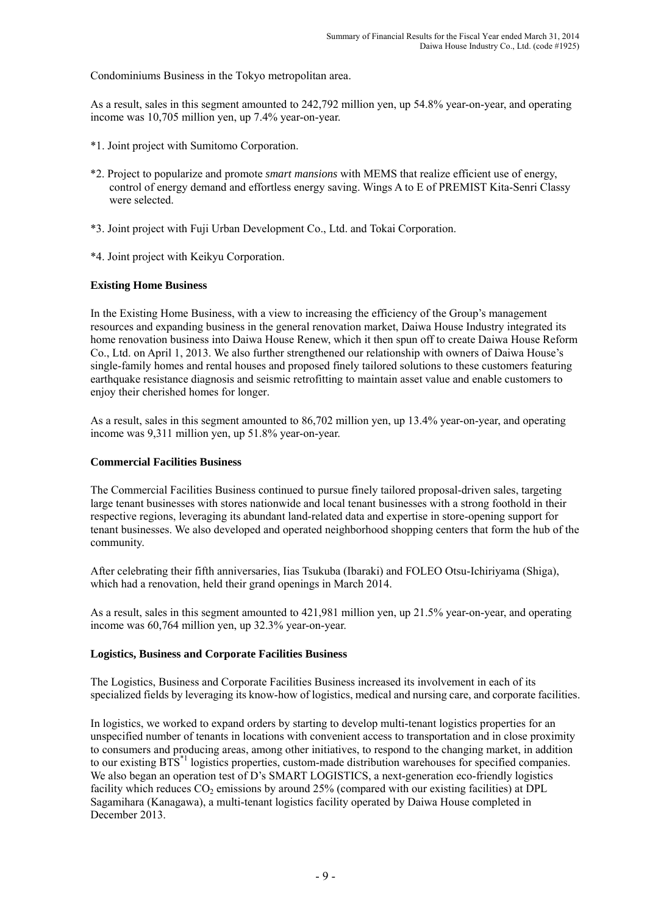Condominiums Business in the Tokyo metropolitan area.

As a result, sales in this segment amounted to 242,792 million yen, up 54.8% year-on-year, and operating income was 10,705 million yen, up 7.4% year-on-year.

*1. Joint project with Sumitomo Corporation.

*2. Project to popularize and promote *smart mansions* with MEMS that realize efficient use of energy, control of energy demand and effortless energy saving. Wings A to E of PREMIST Kita-Senri Classy were selected.

*3. Joint project with Fuji Urban Development Co., Ltd. and Tokai Corporation.

*4. Joint project with Keikyu Corporation.

**Existing Home Business**

In the Existing Home Business, with a view to increasing the efficiency of the Group's management resources and expanding business in the general renovation market, Daiwa House Industry integrated its home renovation business into Daiwa House Renew, which it then spun off to create Daiwa House Reform Co., Ltd. on April 1, 2013. We also further strengthened our relationship with owners of Daiwa House's single-family homes and rental houses and proposed finely tailored solutions to these customers featuring earthquake resistance diagnosis and seismic retrofitting to maintain asset value and enable customers to enjoy their cherished homes for longer.

As a result, sales in this segment amounted to 86,702 million yen, up 13.4% year-on-year, and operating income was 9,311 million yen, up 51.8% year-on-year.

**Commercial Facilities Business**

The Commercial Facilities Business continued to pursue finely tailored proposal-driven sales, targeting large tenant businesses with stores nationwide and local tenant businesses with a strong foothold in their respective regions, leveraging its abundant land-related data and expertise in store-opening support for tenant businesses. We also developed and operated neighborhood shopping centers that form the hub of the community.

After celebrating their fifth anniversaries, Iias Tsukuba (Ibaraki) and FOLEO Otsu-Ichiriyama (Shiga), which had a renovation, held their grand openings in March 2014.

As a result, sales in this segment amounted to 421,981 million yen, up 21.5% year-on-year, and operating income was 60,764 million yen, up 32.3% year-on-year.

**Logistics, Business and Corporate Facilities Business**

The Logistics, Business and Corporate Facilities Business increased its involvement in each of its specialized fields by leveraging its know-how of logistics, medical and nursing care, and corporate facilities.

In logistics, we worked to expand orders by starting to develop multi-tenant logistics properties for an unspecified number of tenants in locations with convenient access to transportation and in close proximity to consumers and producing areas, among other initiatives, to respond to the changing market, in addition to our existing BTS*1 logistics properties, custom-made distribution warehouses for specified companies. We also began an operation test of D's SMART LOGISTICS, a next-generation eco-friendly logistics facility which reduces $CO_2$ emissions by around 25% (compared with our existing facilities) at DPL Sagamihara (Kanagawa), a multi-tenant logistics facility operated by Daiwa House completed in December 2013.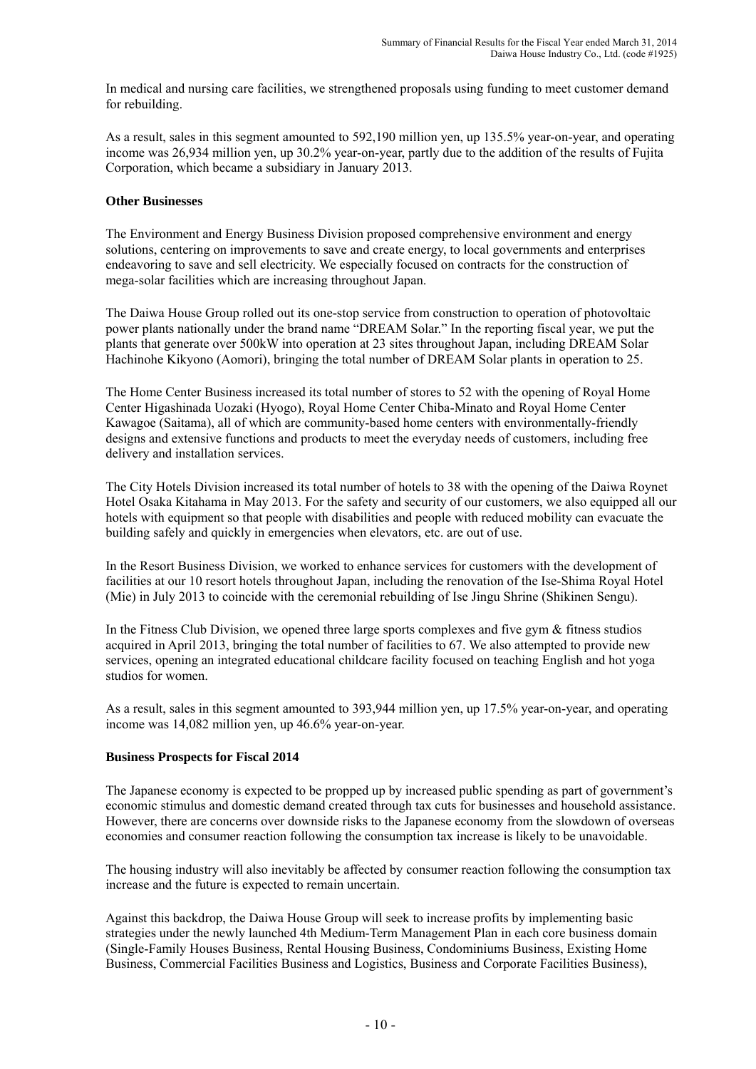In medical and nursing care facilities, we strengthened proposals using funding to meet customer demand for rebuilding.

As a result, sales in this segment amounted to 592,190 million yen, up 135.5% year-on-year, and operating income was 26,934 million yen, up 30.2% year-on-year, partly due to the addition of the results of Fujita Corporation, which became a subsidiary in January 2013.

**Other Businesses**

The Environment and Energy Business Division proposed comprehensive environment and energy solutions, centering on improvements to save and create energy, to local governments and enterprises endeavoring to save and sell electricity. We especially focused on contracts for the construction of mega-solar facilities which are increasing throughout Japan.

The Daiwa House Group rolled out its one-stop service from construction to operation of photovoltaic power plants nationally under the brand name "DREAM Solar." In the reporting fiscal year, we put the plants that generate over 500kW into operation at 23 sites throughout Japan, including DREAM Solar Hachinohe Kikyono (Aomori), bringing the total number of DREAM Solar plants in operation to 25.

The Home Center Business increased its total number of stores to 52 with the opening of Royal Home Center Higashinada Uozaki (Hyogo), Royal Home Center Chiba-Minato and Royal Home Center Kawagoe (Saitama), all of which are community-based home centers with environmentally-friendly designs and extensive functions and products to meet the everyday needs of customers, including free delivery and installation services.

The City Hotels Division increased its total number of hotels to 38 with the opening of the Daiwa Roynet Hotel Osaka Kitahama in May 2013. For the safety and security of our customers, we also equipped all our hotels with equipment so that people with disabilities and people with reduced mobility can evacuate the building safely and quickly in emergencies when elevators, etc. are out of use.

In the Resort Business Division, we worked to enhance services for customers with the development of facilities at our 10 resort hotels throughout Japan, including the renovation of the Ise-Shima Royal Hotel (Mie) in July 2013 to coincide with the ceremonial rebuilding of Ise Jingu Shrine (Shikinen Sengu).

In the Fitness Club Division, we opened three large sports complexes and five gym & fitness studios acquired in April 2013, bringing the total number of facilities to 67. We also attempted to provide new services, opening an integrated educational childcare facility focused on teaching English and hot yoga studios for women.

As a result, sales in this segment amounted to 393,944 million yen, up 17.5% year-on-year, and operating income was 14,082 million yen, up 46.6% year-on-year.

**Business Prospects for Fiscal 2014**

The Japanese economy is expected to be propped up by increased public spending as part of government's economic stimulus and domestic demand created through tax cuts for businesses and household assistance. However, there are concerns over downside risks to the Japanese economy from the slowdown of overseas economies and consumer reaction following the consumption tax increase is likely to be unavoidable.

The housing industry will also inevitably be affected by consumer reaction following the consumption tax increase and the future is expected to remain uncertain.

Against this backdrop, the Daiwa House Group will seek to increase profits by implementing basic strategies under the newly launched 4th Medium-Term Management Plan in each core business domain (Single-Family Houses Business, Rental Housing Business, Condominiums Business, Existing Home Business, Commercial Facilities Business and Logistics, Business and Corporate Facilities Business),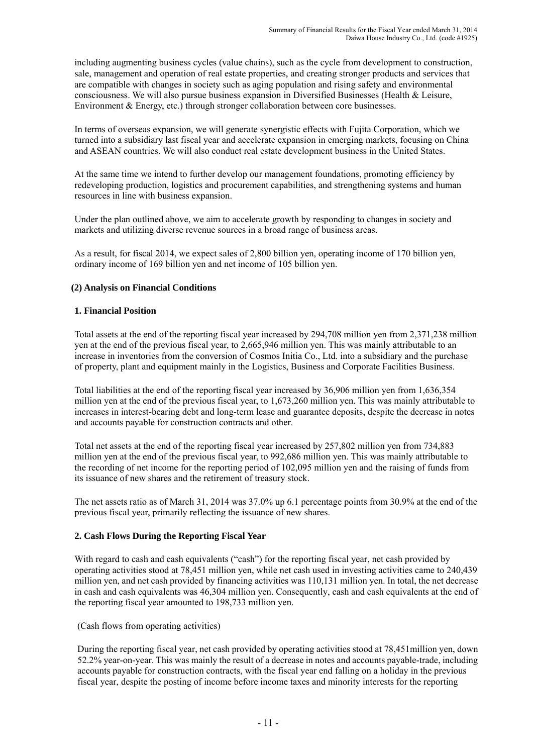including augmenting business cycles (value chains), such as the cycle from development to construction, sale, management and operation of real estate properties, and creating stronger products and services that are compatible with changes in society such as aging population and rising safety and environmental consciousness. We will also pursue business expansion in Diversified Businesses (Health & Leisure, Environment & Energy, etc.) through stronger collaboration between core businesses.

In terms of overseas expansion, we will generate synergistic effects with Fujita Corporation, which we turned into a subsidiary last fiscal year and accelerate expansion in emerging markets, focusing on China and ASEAN countries. We will also conduct real estate development business in the United States.

At the same time we intend to further develop our management foundations, promoting efficiency by redeveloping production, logistics and procurement capabilities, and strengthening systems and human resources in line with business expansion.

Under the plan outlined above, we aim to accelerate growth by responding to changes in society and markets and utilizing diverse revenue sources in a broad range of business areas.

As a result, for fiscal 2014, we expect sales of 2,800 billion yen, operating income of 170 billion yen, ordinary income of 169 billion yen and net income of 105 billion yen.

### (2) Analysis on Financial Conditions

#### 1. Financial Position

Total assets at the end of the reporting fiscal year increased by 294,708 million yen from 2,371,238 million yen at the end of the previous fiscal year, to 2,665,946 million yen. This was mainly attributable to an increase in inventories from the conversion of Cosmos Initia Co., Ltd. into a subsidiary and the purchase of property, plant and equipment mainly in the Logistics, Business and Corporate Facilities Business.

Total liabilities at the end of the reporting fiscal year increased by 36,906 million yen from 1,636,354 million yen at the end of the previous fiscal year, to 1,673,260 million yen. This was mainly attributable to increases in interest-bearing debt and long-term lease and guarantee deposits, despite the decrease in notes and accounts payable for construction contracts and other.

Total net assets at the end of the reporting fiscal year increased by 257,802 million yen from 734,883 million yen at the end of the previous fiscal year, to 992,686 million yen. This was mainly attributable to the recording of net income for the reporting period of 102,095 million yen and the raising of funds from its issuance of new shares and the retirement of treasury stock.

The net assets ratio as of March 31, 2014 was 37.0% up 6.1 percentage points from 30.9% at the end of the previous fiscal year, primarily reflecting the issuance of new shares.

#### 2. Cash Flows During the Reporting Fiscal Year

With regard to cash and cash equivalents ("cash") for the reporting fiscal year, net cash provided by operating activities stood at 78,451 million yen, while net cash used in investing activities came to 240,439 million yen, and net cash provided by financing activities was 110,131 million yen. In total, the net decrease in cash and cash equivalents was 46,304 million yen. Consequently, cash and cash equivalents at the end of the reporting fiscal year amounted to 198,733 million yen.

(Cash flows from operating activities)

During the reporting fiscal year, net cash provided by operating activities stood at 78,451million yen, down 52.2% year-on-year. This was mainly the result of a decrease in notes and accounts payable-trade, including accounts payable for construction contracts, with the fiscal year end falling on a holiday in the previous fiscal year, despite the posting of income before income taxes and minority interests for the reporting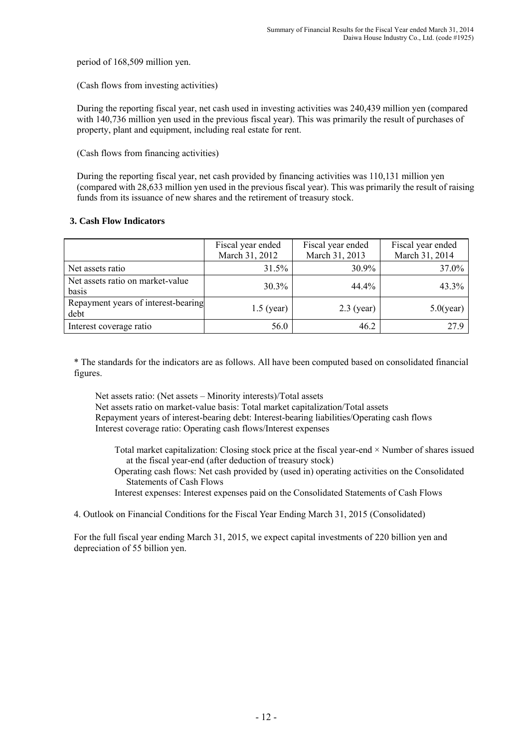period of 168,509 million yen.

(Cash flows from investing activities)

During the reporting fiscal year, net cash used in investing activities was 240,439 million yen (compared with 140,736 million yen used in the previous fiscal year). This was primarily the result of purchases of property, plant and equipment, including real estate for rent.

(Cash flows from financing activities)

During the reporting fiscal year, net cash provided by financing activities was 110,131 million yen (compared with 28,633 million yen used in the previous fiscal year). This was primarily the result of raising funds from its issuance of new shares and the retirement of treasury stock.

### 3. Cash Flow Indicators

| | Fiscal year ended March 31, 2012 | Fiscal year ended March 31, 2013 | Fiscal year ended March 31, 2014 |
|---|---|---|---|
| Net assets ratio | 31.5% | 30.9% | 37.0% |
| Net assets ratio on market-value basis | 30.3% | 44.4% | 43.3% |
| Repayment years of interest-bearing debt | 1.5 (year) | 2.3 (year) | 5.0(year) |
| Interest coverage ratio | 56.0 | 46.2 | 27.9 |

* The standards for the indicators are as follows. All have been computed based on consolidated financial figures.

Net assets ratio: (Net assets – Minority interests)/Total assets
Net assets ratio on market-value basis: Total market capitalization/Total assets
Repayment years of interest-bearing debt: Interest-bearing liabilities/Operating cash flows
Interest coverage ratio: Operating cash flows/Interest expenses

Total market capitalization: Closing stock price at the fiscal year-end × Number of shares issued at the fiscal year-end (after deduction of treasury stock)
Operating cash flows: Net cash provided by (used in) operating activities on the Consolidated Statements of Cash Flows
Interest expenses: Interest expenses paid on the Consolidated Statements of Cash Flows

4. Outlook on Financial Conditions for the Fiscal Year Ending March 31, 2015 (Consolidated)

For the full fiscal year ending March 31, 2015, we expect capital investments of 220 billion yen and depreciation of 55 billion yen.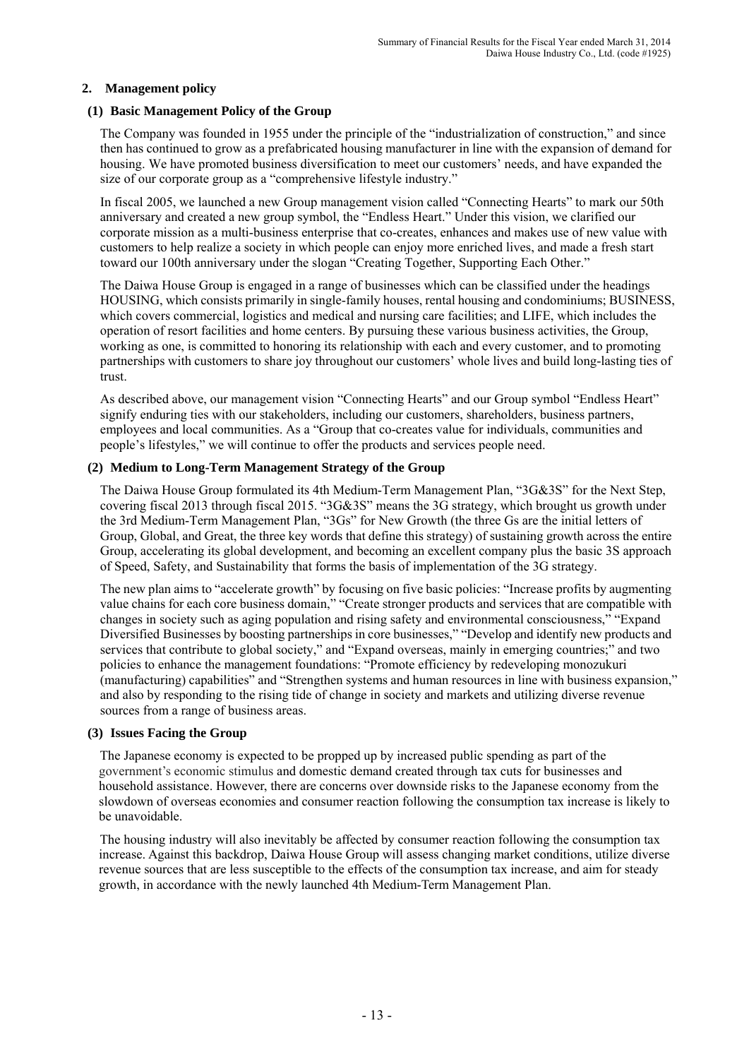## 2. Management policy

### (1) Basic Management Policy of the Group

The Company was founded in 1955 under the principle of the "industrialization of construction," and since then has continued to grow as a prefabricated housing manufacturer in line with the expansion of demand for housing. We have promoted business diversification to meet our customers' needs, and have expanded the size of our corporate group as a "comprehensive lifestyle industry."

In fiscal 2005, we launched a new Group management vision called "Connecting Hearts" to mark our 50th anniversary and created a new group symbol, the "Endless Heart." Under this vision, we clarified our corporate mission as a multi-business enterprise that co-creates, enhances and makes use of new value with customers to help realize a society in which people can enjoy more enriched lives, and made a fresh start toward our 100th anniversary under the slogan "Creating Together, Supporting Each Other."

The Daiwa House Group is engaged in a range of businesses which can be classified under the headings HOUSING, which consists primarily in single-family houses, rental housing and condominiums; BUSINESS, which covers commercial, logistics and medical and nursing care facilities; and LIFE, which includes the operation of resort facilities and home centers. By pursuing these various business activities, the Group, working as one, is committed to honoring its relationship with each and every customer, and to promoting partnerships with customers to share joy throughout our customers' whole lives and build long-lasting ties of trust.

As described above, our management vision "Connecting Hearts" and our Group symbol "Endless Heart" signify enduring ties with our stakeholders, including our customers, shareholders, business partners, employees and local communities. As a "Group that co-creates value for individuals, communities and people's lifestyles," we will continue to offer the products and services people need.

### (2) Medium to Long-Term Management Strategy of the Group

The Daiwa House Group formulated its 4th Medium-Term Management Plan, "3G&3S" for the Next Step, covering fiscal 2013 through fiscal 2015. "3G&3S" means the 3G strategy, which brought us growth under the 3rd Medium-Term Management Plan, "3Gs" for New Growth (the three Gs are the initial letters of Group, Global, and Great, the three key words that define this strategy) of sustaining growth across the entire Group, accelerating its global development, and becoming an excellent company plus the basic 3S approach of Speed, Safety, and Sustainability that forms the basis of implementation of the 3G strategy.

The new plan aims to "accelerate growth" by focusing on five basic policies: "Increase profits by augmenting value chains for each core business domain," "Create stronger products and services that are compatible with changes in society such as aging population and rising safety and environmental consciousness," "Expand Diversified Businesses by boosting partnerships in core businesses," "Develop and identify new products and services that contribute to global society," and "Expand overseas, mainly in emerging countries;" and two policies to enhance the management foundations: "Promote efficiency by redeveloping monozukuri (manufacturing) capabilities" and "Strengthen systems and human resources in line with business expansion," and also by responding to the rising tide of change in society and markets and utilizing diverse revenue sources from a range of business areas.

### (3) Issues Facing the Group

The Japanese economy is expected to be propped up by increased public spending as part of the government's economic stimulus and domestic demand created through tax cuts for businesses and household assistance. However, there are concerns over downside risks to the Japanese economy from the slowdown of overseas economies and consumer reaction following the consumption tax increase is likely to be unavoidable.

The housing industry will also inevitably be affected by consumer reaction following the consumption tax increase. Against this backdrop, Daiwa House Group will assess changing market conditions, utilize diverse revenue sources that are less susceptible to the effects of the consumption tax increase, and aim for steady growth, in accordance with the newly launched 4th Medium-Term Management Plan.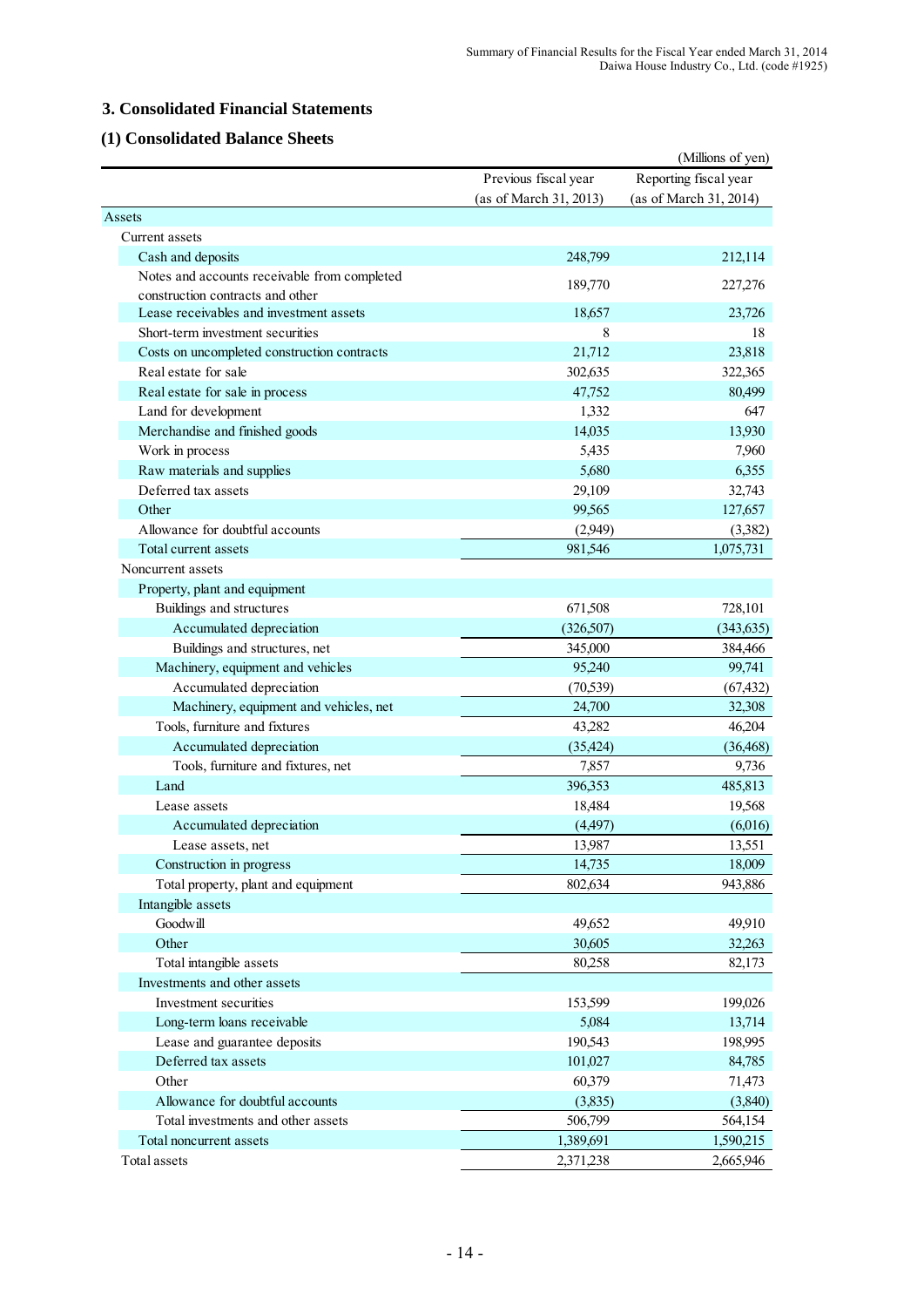## 3. Consolidated Financial Statements

### (1) Consolidated Balance Sheets

(Millions of yen)

| | Previous fiscal year (as of March 31, 2013) | Reporting fiscal year (as of March 31, 2014) |
|---|---|---|
| Assets | | |
| Current assets | | |
| Cash and deposits | 248,799 | 212,114 |
| Notes and accounts receivable from completed construction contracts and other | 189,770 | 227,276 |
| Lease receivables and investment assets | 18,657 | 23,726 |
| Short-term investment securities | 8 | 18 |
| Costs on uncompleted construction contracts | 21,712 | 23,818 |
| Real estate for sale | 302,635 | 322,365 |
| Real estate for sale in process | 47,752 | 80,499 |
| Land for development | 1,332 | 647 |
| Merchandise and finished goods | 14,035 | 13,930 |
| Work in process | 5,435 | 7,960 |
| Raw materials and supplies | 5,680 | 6,355 |
| Deferred tax assets | 29,109 | 32,743 |
| Other | 99,565 | 127,657 |
| Allowance for doubtful accounts | (2,949) | (3,382) |
| Total current assets | 981,546 | 1,075,731 |
| Noncurrent assets | | |
| Property, plant and equipment | | |
| Buildings and structures | 671,508 | 728,101 |
| Accumulated depreciation | (326,507) | (343,635) |
| Buildings and structures, net | 345,000 | 384,466 |
| Machinery, equipment and vehicles | 95,240 | 99,741 |
| Accumulated depreciation | (70,539) | (67,432) |
| Machinery, equipment and vehicles, net | 24,700 | 32,308 |
| Tools, furniture and fixtures | 43,282 | 46,204 |
| Accumulated depreciation | (35,424) | (36,468) |
| Tools, furniture and fixtures, net | 7,857 | 9,736 |
| Land | 396,353 | 485,813 |
| Lease assets | 18,484 | 19,568 |
| Accumulated depreciation | (4,497) | (6,016) |
| Lease assets, net | 13,987 | 13,551 |
| Construction in progress | 14,735 | 18,009 |
| Total property, plant and equipment | 802,634 | 943,886 |
| Intangible assets | | |
| Goodwill | 49,652 | 49,910 |
| Other | 30,605 | 32,263 |
| Total intangible assets | 80,258 | 82,173 |
| Investments and other assets | | |
| Investment securities | 153,599 | 199,026 |
| Long-term loans receivable | 5,084 | 13,714 |
| Lease and guarantee deposits | 190,543 | 198,995 |
| Deferred tax assets | 101,027 | 84,785 |
| Other | 60,379 | 71,473 |
| Allowance for doubtful accounts | (3,835) | (3,840) |
| Total investments and other assets | 506,799 | 564,154 |
| Total noncurrent assets | 1,389,691 | 1,590,215 |
| Total assets | 2,371,238 | 2,665,946 |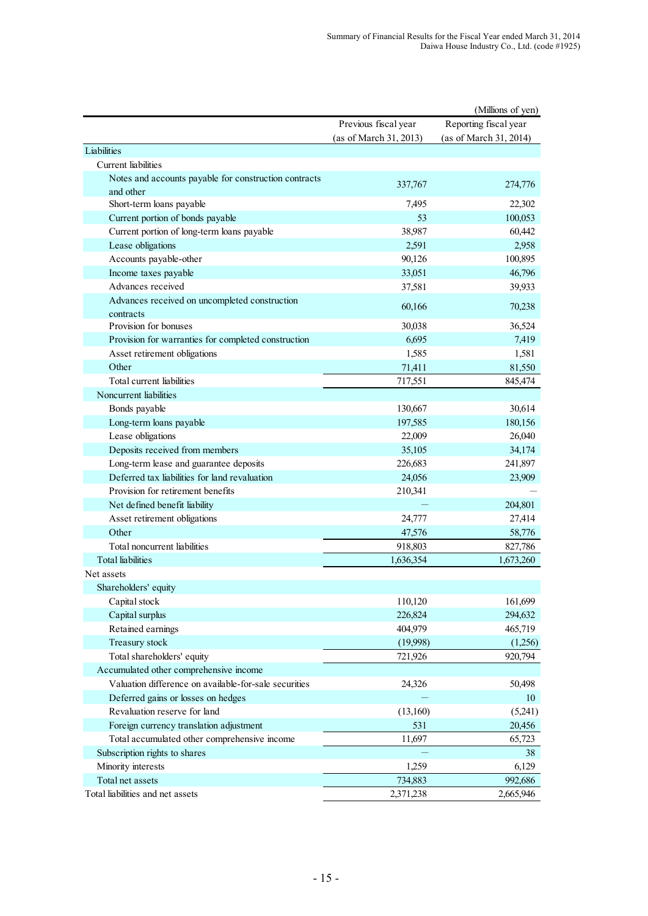(Millions of yen)

| | Previous fiscal year (as of March 31, 2013) | Reporting fiscal year (as of March 31, 2014) |
|---|---|---|
| Liabilities | | |
| Current liabilities | | |
| Notes and accounts payable for construction contracts and other | 337,767 | 274,776 |
| Short-term loans payable | 7,495 | 22,302 |
| Current portion of bonds payable | 53 | 100,053 |
| Current portion of long-term loans payable | 38,987 | 60,442 |
| Lease obligations | 2,591 | 2,958 |
| Accounts payable-other | 90,126 | 100,895 |
| Income taxes payable | 33,051 | 46,796 |
| Advances received | 37,581 | 39,933 |
| Advances received on uncompleted construction contracts | 60,166 | 70,238 |
| Provision for bonuses | 30,038 | 36,524 |
| Provision for warranties for completed construction | 6,695 | 7,419 |
| Asset retirement obligations | 1,585 | 1,581 |
| Other | 71,411 | 81,550 |
| Total current liabilities | 717,551 | 845,474 |
| Noncurrent liabilities | | |
| Bonds payable | 130,667 | 30,614 |
| Long-term loans payable | 197,585 | 180,156 |
| Lease obligations | 22,009 | 26,040 |
| Deposits received from members | 35,105 | 34,174 |
| Long-term lease and guarantee deposits | 226,683 | 241,897 |
| Deferred tax liabilities for land revaluation | 24,056 | 23,909 |
| Provision for retirement benefits | 210,341 | — |
| Net defined benefit liability | — | 204,801 |
| Asset retirement obligations | 24,777 | 27,414 |
| Other | 47,576 | 58,776 |
| Total noncurrent liabilities | 918,803 | 827,786 |
| Total liabilities | 1,636,354 | 1,673,260 |
| Net assets | | |
| Shareholders' equity | | |
| Capital stock | 110,120 | 161,699 |
| Capital surplus | 226,824 | 294,632 |
| Retained earnings | 404,979 | 465,719 |
| Treasury stock | (19,998) | (1,256) |
| Total shareholders' equity | 721,926 | 920,794 |
| Accumulated other comprehensive income | | |
| Valuation difference on available-for-sale securities | 24,326 | 50,498 |
| Deferred gains or losses on hedges | — | 10 |
| Revaluation reserve for land | (13,160) | (5,241) |
| Foreign currency translation adjustment | 531 | 20,456 |
| Total accumulated other comprehensive income | 11,697 | 65,723 |
| Subscription rights to shares | — | 38 |
| Minority interests | 1,259 | 6,129 |
| Total net assets | 734,883 | 992,686 |
| Total liabilities and net assets | 2,371,238 | 2,665,946 |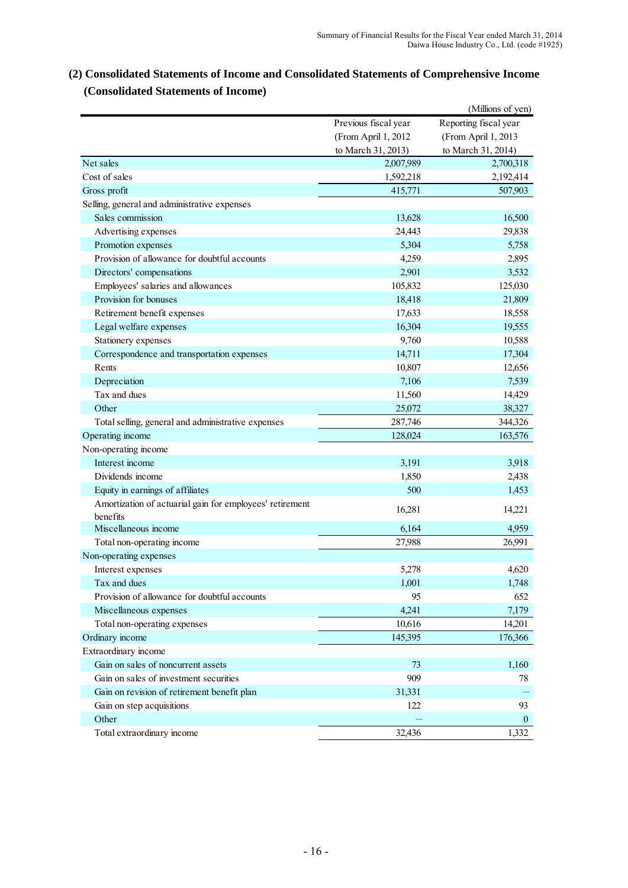## (2) Consolidated Statements of Income and Consolidated Statements of Comprehensive Income

### (Consolidated Statements of Income)

(Millions of yen)

| | Previous fiscal year (From April 1, 2012 to March 31, 2013) | Reporting fiscal year (From April 1, 2013 to March 31, 2014) |
|---|---|---|
| Net sales | 2,007,989 | 2,700,318 |
| Cost of sales | 1,592,218 | 2,192,414 |
| Gross profit | 415,771 | 507,903 |
| Selling, general and administrative expenses | | |
| Sales commission | 13,628 | 16,500 |
| Advertising expenses | 24,443 | 29,838 |
| Promotion expenses | 5,304 | 5,758 |
| Provision of allowance for doubtful accounts | 4,259 | 2,895 |
| Directors' compensations | 2,901 | 3,532 |
| Employees' salaries and allowances | 105,832 | 125,030 |
| Provision for bonuses | 18,418 | 21,809 |
| Retirement benefit expenses | 17,633 | 18,558 |
| Legal welfare expenses | 16,304 | 19,555 |
| Stationery expenses | 9,760 | 10,588 |
| Correspondence and transportation expenses | 14,711 | 17,304 |
| Rents | 10,807 | 12,656 |
| Depreciation | 7,106 | 7,539 |
| Tax and dues | 11,560 | 14,429 |
| Other | 25,072 | 38,327 |
| Total selling, general and administrative expenses | 287,746 | 344,326 |
| Operating income | 128,024 | 163,576 |
| Non-operating income | | |
| Interest income | 3,191 | 3,918 |
| Dividends income | 1,850 | 2,438 |
| Equity in earnings of affiliates | 500 | 1,453 |
| Amortization of actuarial gain for employees' retirement benefits | 16,281 | 14,221 |
| Miscellaneous income | 6,164 | 4,959 |
| Total non-operating income | 27,988 | 26,991 |
| Non-operating expenses | | |
| Interest expenses | 5,278 | 4,620 |
| Tax and dues | 1,001 | 1,748 |
| Provision of allowance for doubtful accounts | 95 | 652 |
| Miscellaneous expenses | 4,241 | 7,179 |
| Total non-operating expenses | 10,616 | 14,201 |
| Ordinary income | 145,395 | 176,366 |
| Extraordinary income | | |
| Gain on sales of noncurrent assets | 73 | 1,160 |
| Gain on sales of investment securities | 909 | 78 |
| Gain on revision of retirement benefit plan | 31,331 | — |
| Gain on step acquisitions | 122 | 93 |
| Other | — | 0 |
| Total extraordinary income | 32,436 | 1,332 |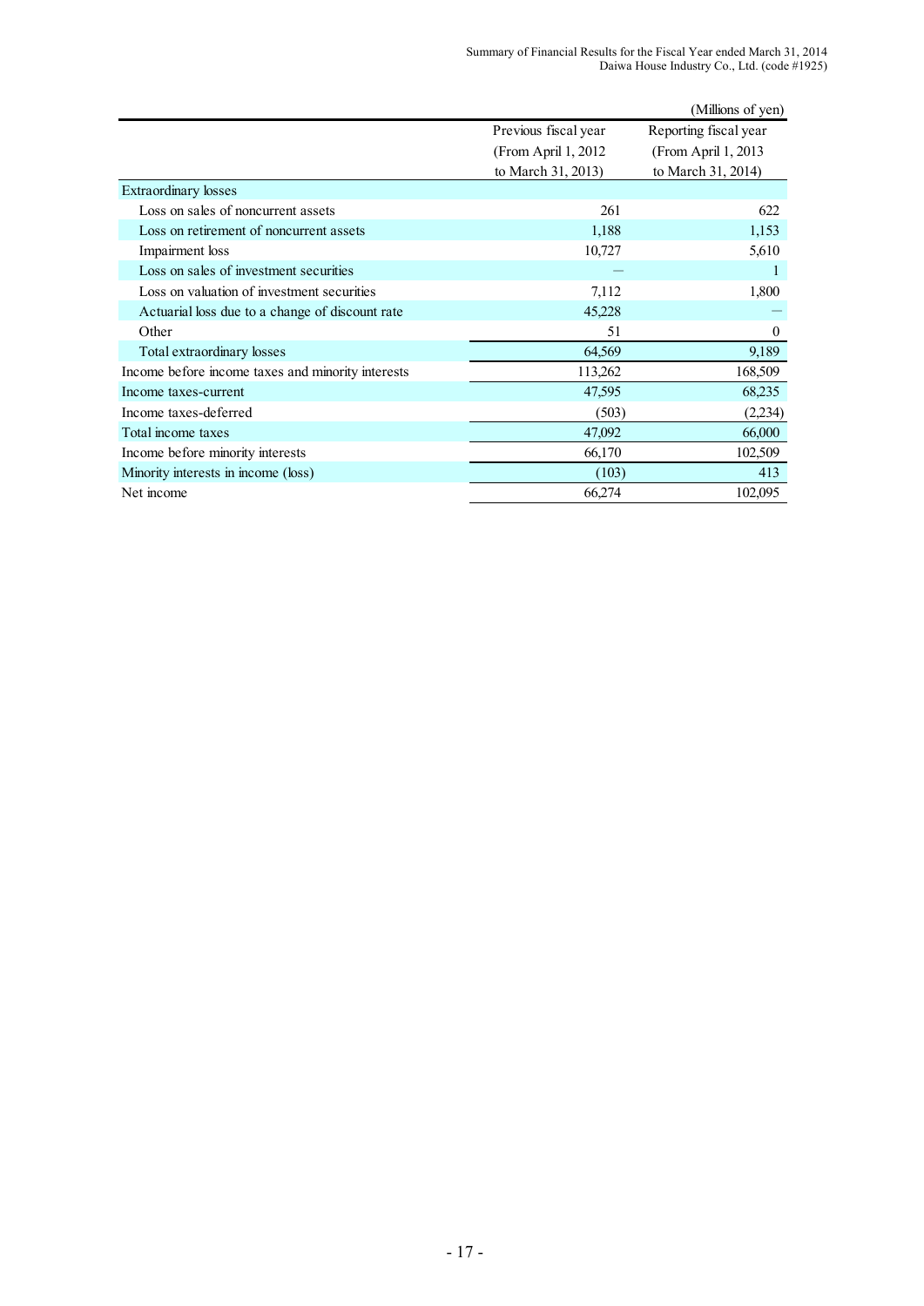(Millions of yen)

| | Previous fiscal year (From April 1, 2012 to March 31, 2013) | Reporting fiscal year (From April 1, 2013 to March 31, 2014) |
|---|---|---|
| Extraordinary losses | | |
| Loss on sales of noncurrent assets | 261 | 622 |
| Loss on retirement of noncurrent assets | 1,188 | 1,153 |
| Impairment loss | 10,727 | 5,610 |
| Loss on sales of investment securities | — | 1 |
| Loss on valuation of investment securities | 7,112 | 1,800 |
| Actuarial loss due to a change of discount rate | 45,228 | — |
| Other | 51 | 0 |
| Total extraordinary losses | 64,569 | 9,189 |
| Income before income taxes and minority interests | 113,262 | 168,509 |
| Income taxes-current | 47,595 | 68,235 |
| Income taxes-deferred | (503) | (2,234) |
| Total income taxes | 47,092 | 66,000 |
| Income before minority interests | 66,170 | 102,509 |
| Minority interests in income (loss) | (103) | 413 |
| Net income | 66,274 | 102,095 |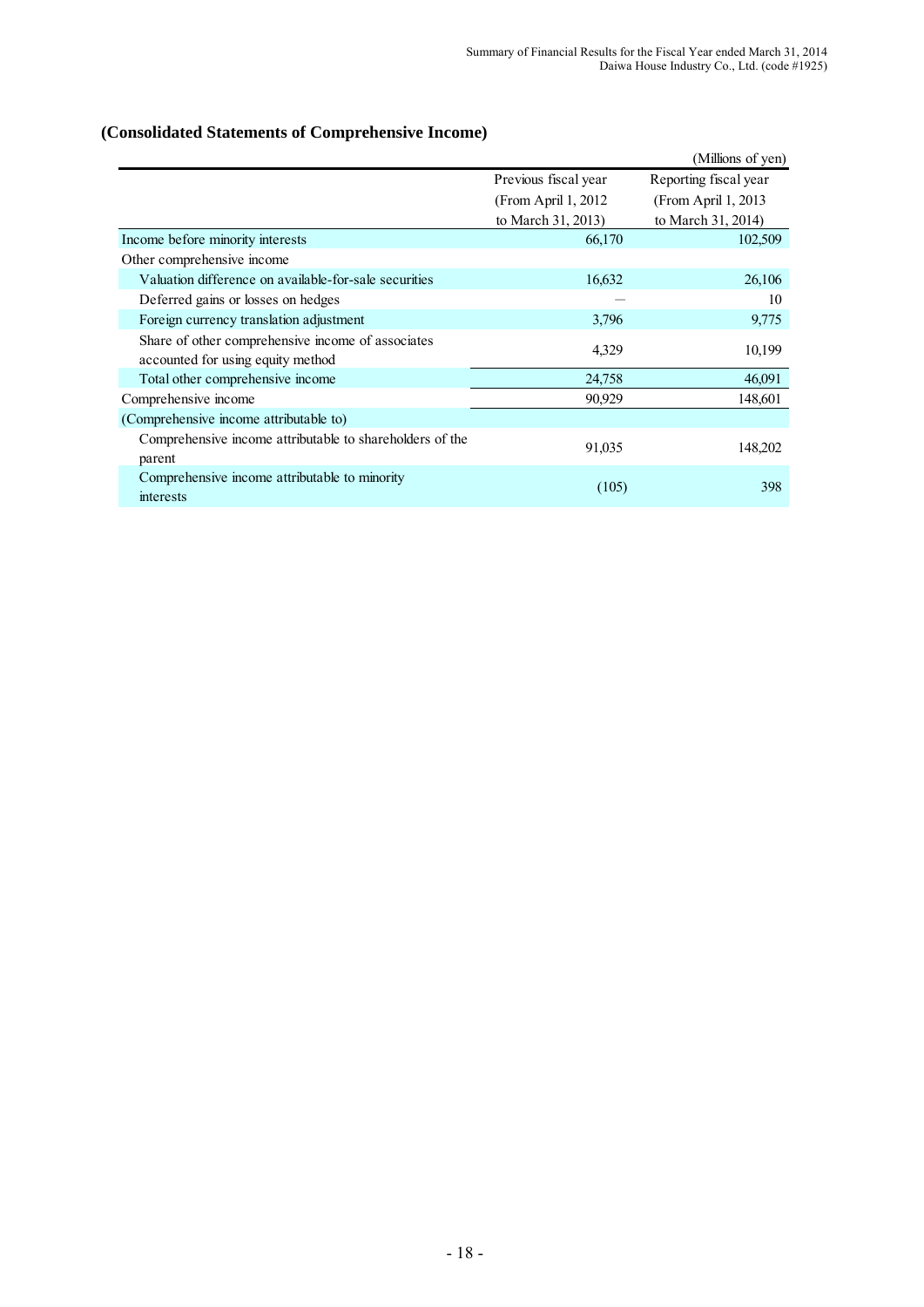## (Consolidated Statements of Comprehensive Income)

(Millions of yen)

| | Previous fiscal year (From April 1, 2012 to March 31, 2013) | Reporting fiscal year (From April 1, 2013 to March 31, 2014) |
|---|---|---|
| Income before minority interests | 66,170 | 102,509 |
| Other comprehensive income | | |
| Valuation difference on available-for-sale securities | 16,632 | 26,106 |
| Deferred gains or losses on hedges | — | 10 |
| Foreign currency translation adjustment | 3,796 | 9,775 |
| Share of other comprehensive income of associates accounted for using equity method | 4,329 | 10,199 |
| Total other comprehensive income | 24,758 | 46,091 |
| Comprehensive income | 90,929 | 148,601 |
| (Comprehensive income attributable to) | | |
| Comprehensive income attributable to shareholders of the parent | 91,035 | 148,202 |
| Comprehensive income attributable to minority interests | (105) | 398 |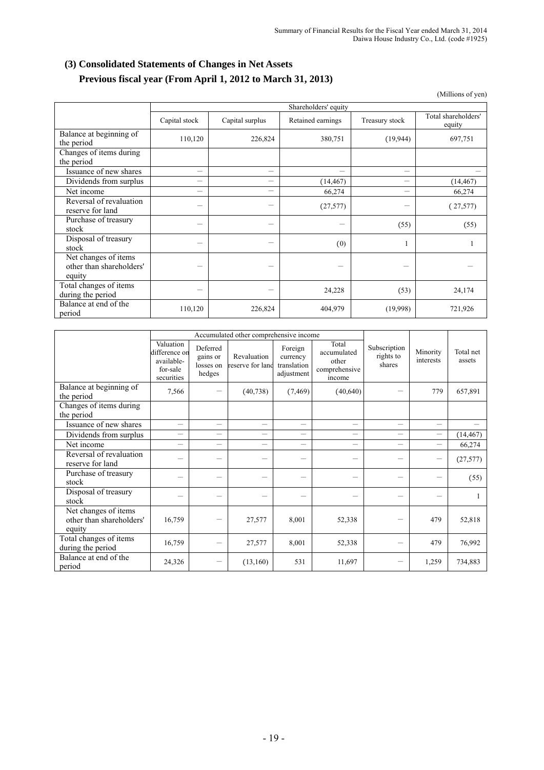## (3) Consolidated Statements of Changes in Net Assets

### Previous fiscal year (From April 1, 2012 to March 31, 2013)

(Millions of yen)

| | Shareholders' equity | | | | |
|---|---|---|---|---|---|
| | Capital stock | Capital surplus | Retained earnings | Treasury stock | Total shareholders' equity |
| Balance at beginning of the period | 110,120 | 226,824 | 380,751 | (19,944) | 697,751 |
| Changes of items during the period | | | | | |
| Issuance of new shares | — | — | — | — | — |
| Dividends from surplus | — | — | (14,467) | — | (14,467) |
| Net income | — | — | 66,274 | — | 66,274 |
| Reversal of revaluation reserve for land | — | — | (27,577) | — | ( 27,577) |
| Purchase of treasury stock | — | — | — | (55) | (55) |
| Disposal of treasury stock | — | — | (0) | 1 | 1 |
| Net changes of items other than shareholders' equity | — | — | — | — | — |
| Total changes of items during the period | — | — | 24,228 | (53) | 24,174 |
| Balance at end of the period | 110,120 | 226,824 | 404,979 | (19,998) | 721,926 |

| | Accumulated other comprehensive income | | | | | | | |
|---|---|---|---|---|---|---|---|---|
| | Valuation difference on available-for-sale securities | Deferred gains or losses on hedges | Revaluation reserve for land | Foreign currency translation adjustment | Total accumulated other comprehensive income | Subscription rights to shares | Minority interests | Total net assets |
| Balance at beginning of the period | 7,566 | — | (40,738) | (7,469) | (40,640) | — | 779 | 657,891 |
| Changes of items during the period | | | | | | | | |
| Issuance of new shares | — | — | — | — | — | — | — | — |
| Dividends from surplus | — | — | — | — | — | — | — | (14,467) |
| Net income | — | — | — | — | — | — | — | 66,274 |
| Reversal of revaluation reserve for land | — | — | — | — | — | — | — | (27,577) |
| Purchase of treasury stock | — | — | — | — | — | — | — | (55) |
| Disposal of treasury stock | — | — | — | — | — | — | — | 1 |
| Net changes of items other than shareholders' equity | 16,759 | — | 27,577 | 8,001 | 52,338 | — | 479 | 52,818 |
| Total changes of items during the period | 16,759 | — | 27,577 | 8,001 | 52,338 | — | 479 | 76,992 |
| Balance at end of the period | 24,326 | — | (13,160) | 531 | 11,697 | — | 1,259 | 734,883 |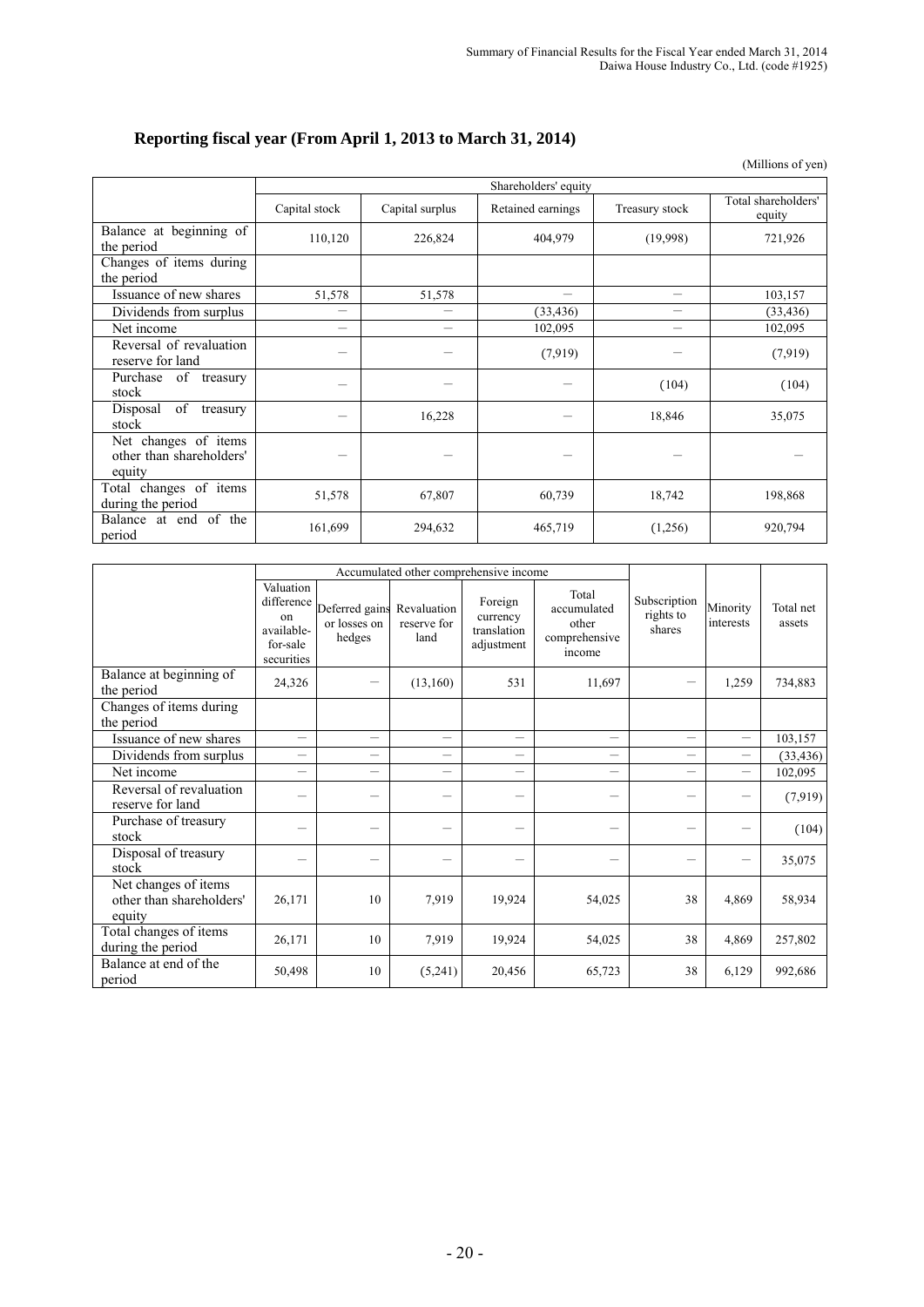## Reporting fiscal year (From April 1, 2013 to March 31, 2014)

(Millions of yen)

| | Shareholders' equity | | | | |
|---|---|---|---|---|---|
| | Capital stock | Capital surplus | Retained earnings | Treasury stock | Total shareholders' equity |
| Balance at beginning of the period | 110,120 | 226,824 | 404,979 | (19,998) | 721,926 |
| Changes of items during the period | | | | | |
| Issuance of new shares | 51,578 | 51,578 | − | − | 103,157 |
| Dividends from surplus | − | − | (33,436) | − | (33,436) |
| Net income | − | − | 102,095 | − | 102,095 |
| Reversal of revaluation reserve for land | − | − | (7,919) | − | (7,919) |
| Purchase of treasury stock | − | − | − | (104) | (104) |
| Disposal of treasury stock | − | 16,228 | − | 18,846 | 35,075 |
| Net changes of items other than shareholders' equity | − | − | − | − | − |
| Total changes of items during the period | 51,578 | 67,807 | 60,739 | 18,742 | 198,868 |
| Balance at end of the period | 161,699 | 294,632 | 465,719 | (1,256) | 920,794 |

| | Accumulated other comprehensive income | | | | | Subscription rights to shares | Minority interests | Total net assets |
|---|---|---|---|---|---|---|---|---|
| | Valuation difference on available-for-sale securities | Deferred gains or losses on hedges | Revaluation reserve for land | Foreign currency translation adjustment | Total accumulated other comprehensive income | | | |
| Balance at beginning of the period | 24,326 | − | (13,160) | 531 | 11,697 | − | 1,259 | 734,883 |
| Changes of items during the period | | | | | | | | |
| Issuance of new shares | − | − | − | − | − | − | − | 103,157 |
| Dividends from surplus | − | − | − | − | − | − | − | (33,436) |
| Net income | − | − | − | − | − | − | − | 102,095 |
| Reversal of revaluation reserve for land | − | − | − | − | − | − | − | (7,919) |
| Purchase of treasury stock | − | − | − | − | − | − | − | (104) |
| Disposal of treasury stock | − | − | − | − | − | − | − | 35,075 |
| Net changes of items other than shareholders' equity | 26,171 | 10 | 7,919 | 19,924 | 54,025 | 38 | 4,869 | 58,934 |
| Total changes of items during the period | 26,171 | 10 | 7,919 | 19,924 | 54,025 | 38 | 4,869 | 257,802 |
| Balance at end of the period | 50,498 | 10 | (5,241) | 20,456 | 65,723 | 38 | 6,129 | 992,686 |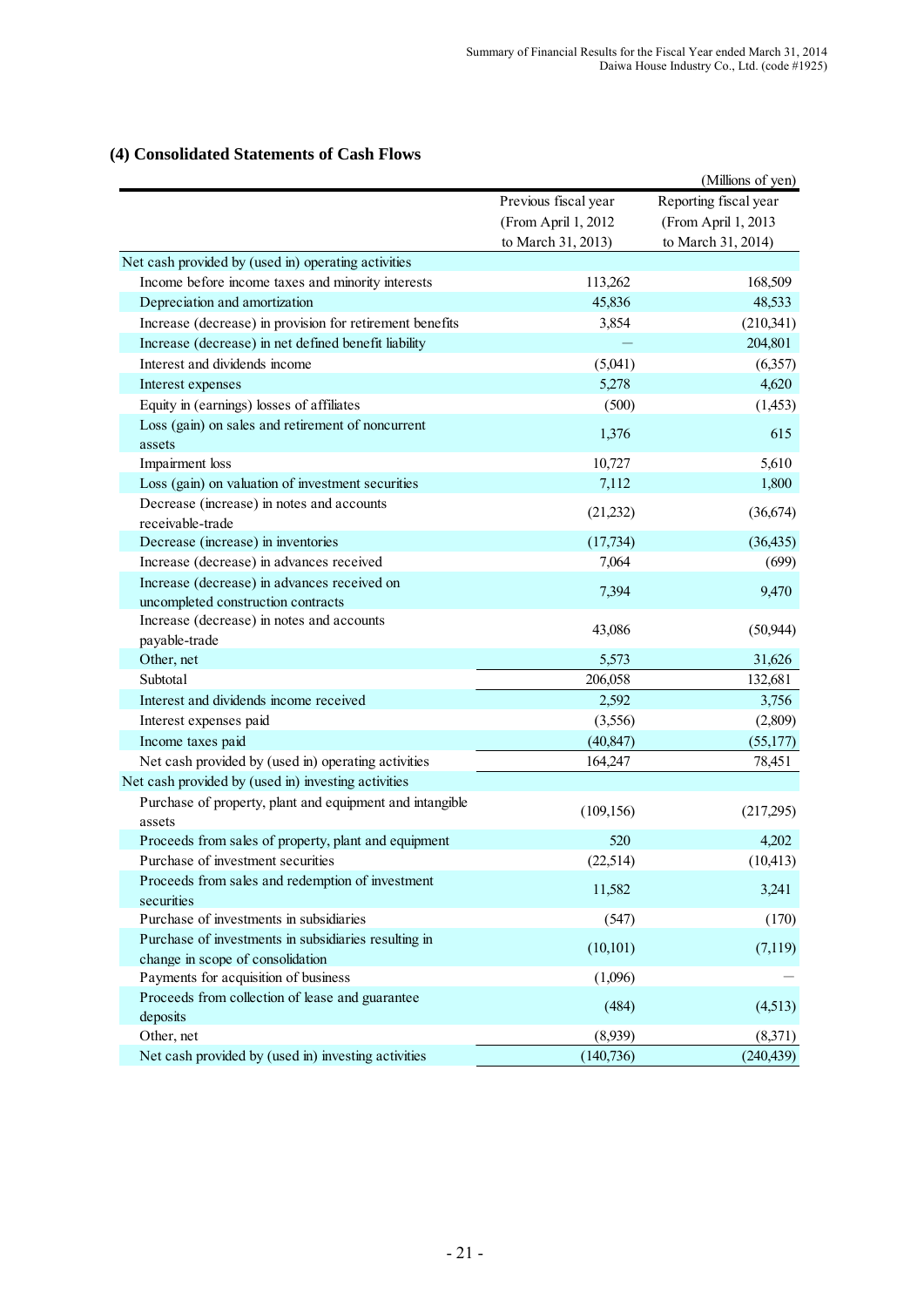## (4) Consolidated Statements of Cash Flows

(Millions of yen)

| | Previous fiscal year (From April 1, 2012 to March 31, 2013) | Reporting fiscal year (From April 1, 2013 to March 31, 2014) |
|---|---|---|
| Net cash provided by (used in) operating activities | | |
| Income before income taxes and minority interests | 113,262 | 168,509 |
| Depreciation and amortization | 45,836 | 48,533 |
| Increase (decrease) in provision for retirement benefits | 3,854 | (210,341) |
| Increase (decrease) in net defined benefit liability | — | 204,801 |
| Interest and dividends income | (5,041) | (6,357) |
| Interest expenses | 5,278 | 4,620 |
| Equity in (earnings) losses of affiliates | (500) | (1,453) |
| Loss (gain) on sales and retirement of noncurrent assets | 1,376 | 615 |
| Impairment loss | 10,727 | 5,610 |
| Loss (gain) on valuation of investment securities | 7,112 | 1,800 |
| Decrease (increase) in notes and accounts receivable-trade | (21,232) | (36,674) |
| Decrease (increase) in inventories | (17,734) | (36,435) |
| Increase (decrease) in advances received | 7,064 | (699) |
| Increase (decrease) in advances received on uncompleted construction contracts | 7,394 | 9,470 |
| Increase (decrease) in notes and accounts payable-trade | 43,086 | (50,944) |
| Other, net | 5,573 | 31,626 |
| Subtotal | 206,058 | 132,681 |
| Interest and dividends income received | 2,592 | 3,756 |
| Interest expenses paid | (3,556) | (2,809) |
| Income taxes paid | (40,847) | (55,177) |
| Net cash provided by (used in) operating activities | 164,247 | 78,451 |
| Net cash provided by (used in) investing activities | | |
| Purchase of property, plant and equipment and intangible assets | (109,156) | (217,295) |
| Proceeds from sales of property, plant and equipment | 520 | 4,202 |
| Purchase of investment securities | (22,514) | (10,413) |
| Proceeds from sales and redemption of investment securities | 11,582 | 3,241 |
| Purchase of investments in subsidiaries | (547) | (170) |
| Purchase of investments in subsidiaries resulting in change in scope of consolidation | (10,101) | (7,119) |
| Payments for acquisition of business | (1,096) | — |
| Proceeds from collection of lease and guarantee deposits | (484) | (4,513) |
| Other, net | (8,939) | (8,371) |
| Net cash provided by (used in) investing activities | (140,736) | (240,439) |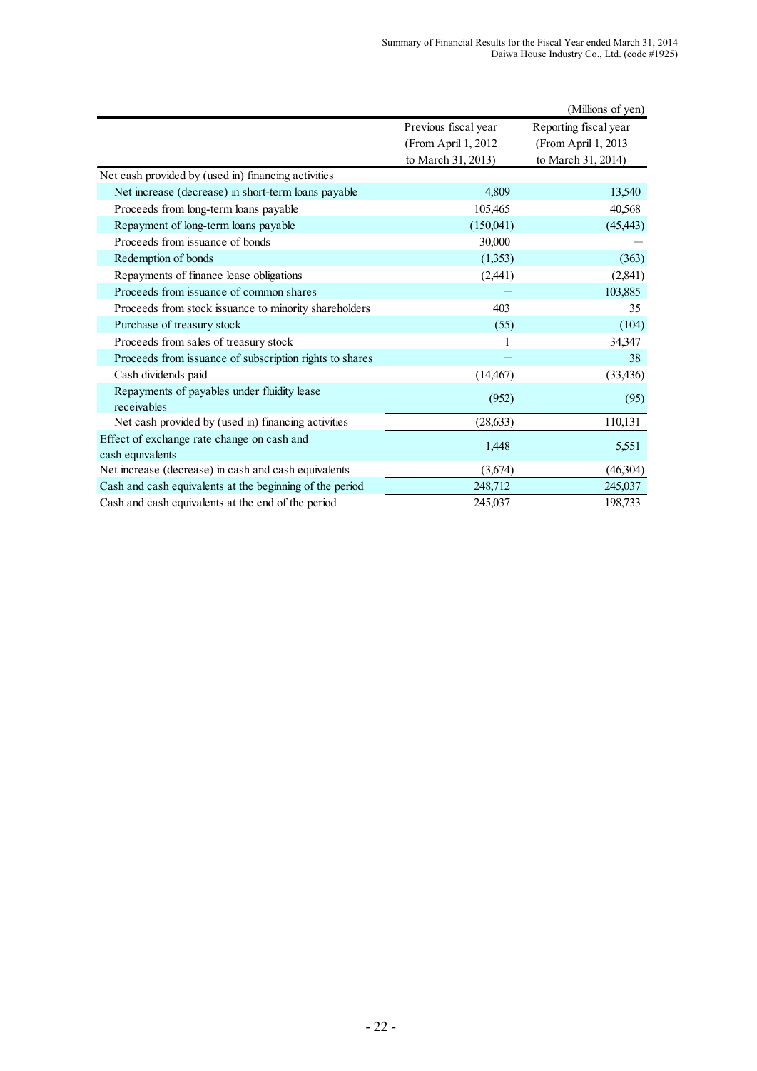(Millions of yen)

| | Previous fiscal year (From April 1, 2012 to March 31, 2013) | Reporting fiscal year (From April 1, 2013 to March 31, 2014) |
|---|---|---|
| Net cash provided by (used in) financing activities | | |
| Net increase (decrease) in short-term loans payable | 4,809 | 13,540 |
| Proceeds from long-term loans payable | 105,465 | 40,568 |
| Repayment of long-term loans payable | (150,041) | (45,443) |
| Proceeds from issuance of bonds | 30,000 | — |
| Redemption of bonds | (1,353) | (363) |
| Repayments of finance lease obligations | (2,441) | (2,841) |
| Proceeds from issuance of common shares | — | 103,885 |
| Proceeds from stock issuance to minority shareholders | 403 | 35 |
| Purchase of treasury stock | (55) | (104) |
| Proceeds from sales of treasury stock | 1 | 34,347 |
| Proceeds from issuance of subscription rights to shares | — | 38 |
| Cash dividends paid | (14,467) | (33,436) |
| Repayments of payables under fluidity lease receivables | (952) | (95) |
| Net cash provided by (used in) financing activities | (28,633) | 110,131 |
| Effect of exchange rate change on cash and cash equivalents | 1,448 | 5,551 |
| Net increase (decrease) in cash and cash equivalents | (3,674) | (46,304) |
| Cash and cash equivalents at the beginning of the period | 248,712 | 245,037 |
| Cash and cash equivalents at the end of the period | 245,037 | 198,733 |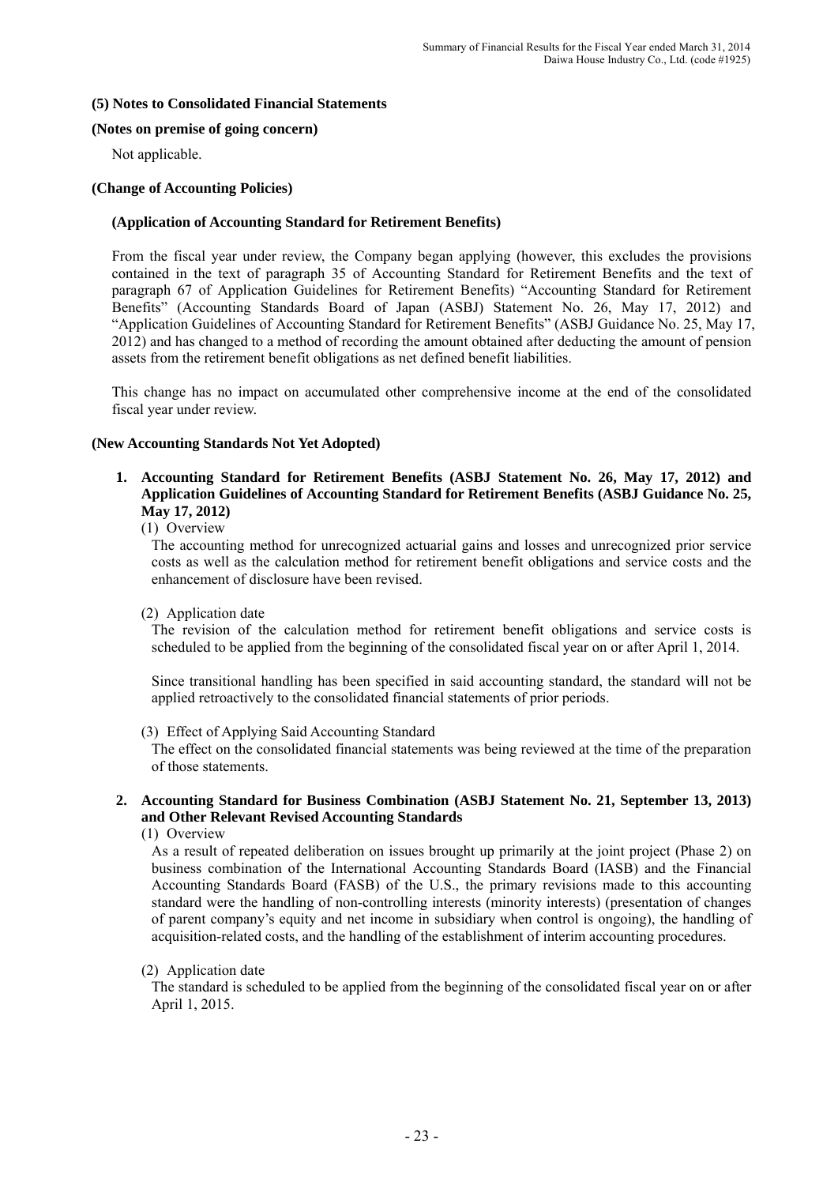### (5) Notes to Consolidated Financial Statements

**(Notes on premise of going concern)**

Not applicable.

**(Change of Accounting Policies)**

**(Application of Accounting Standard for Retirement Benefits)**

From the fiscal year under review, the Company began applying (however, this excludes the provisions contained in the text of paragraph 35 of Accounting Standard for Retirement Benefits and the text of paragraph 67 of Application Guidelines for Retirement Benefits) "Accounting Standard for Retirement Benefits" (Accounting Standards Board of Japan (ASBJ) Statement No. 26, May 17, 2012) and "Application Guidelines of Accounting Standard for Retirement Benefits" (ASBJ Guidance No. 25, May 17, 2012) and has changed to a method of recording the amount obtained after deducting the amount of pension assets from the retirement benefit obligations as net defined benefit liabilities.

This change has no impact on accumulated other comprehensive income at the end of the consolidated fiscal year under review.

**(New Accounting Standards Not Yet Adopted)**

**1. Accounting Standard for Retirement Benefits (ASBJ Statement No. 26, May 17, 2012) and Application Guidelines of Accounting Standard for Retirement Benefits (ASBJ Guidance No. 25, May 17, 2012)**

(1) Overview

The accounting method for unrecognized actuarial gains and losses and unrecognized prior service costs as well as the calculation method for retirement benefit obligations and service costs and the enhancement of disclosure have been revised.

(2) Application date

The revision of the calculation method for retirement benefit obligations and service costs is scheduled to be applied from the beginning of the consolidated fiscal year on or after April 1, 2014.

Since transitional handling has been specified in said accounting standard, the standard will not be applied retroactively to the consolidated financial statements of prior periods.

(3) Effect of Applying Said Accounting Standard

The effect on the consolidated financial statements was being reviewed at the time of the preparation of those statements.

**2. Accounting Standard for Business Combination (ASBJ Statement No. 21, September 13, 2013) and Other Relevant Revised Accounting Standards**

(1) Overview

As a result of repeated deliberation on issues brought up primarily at the joint project (Phase 2) on business combination of the International Accounting Standards Board (IASB) and the Financial Accounting Standards Board (FASB) of the U.S., the primary revisions made to this accounting standard were the handling of non-controlling interests (minority interests) (presentation of changes of parent company's equity and net income in subsidiary when control is ongoing), the handling of acquisition-related costs, and the handling of the establishment of interim accounting procedures.

(2) Application date

The standard is scheduled to be applied from the beginning of the consolidated fiscal year on or after April 1, 2015.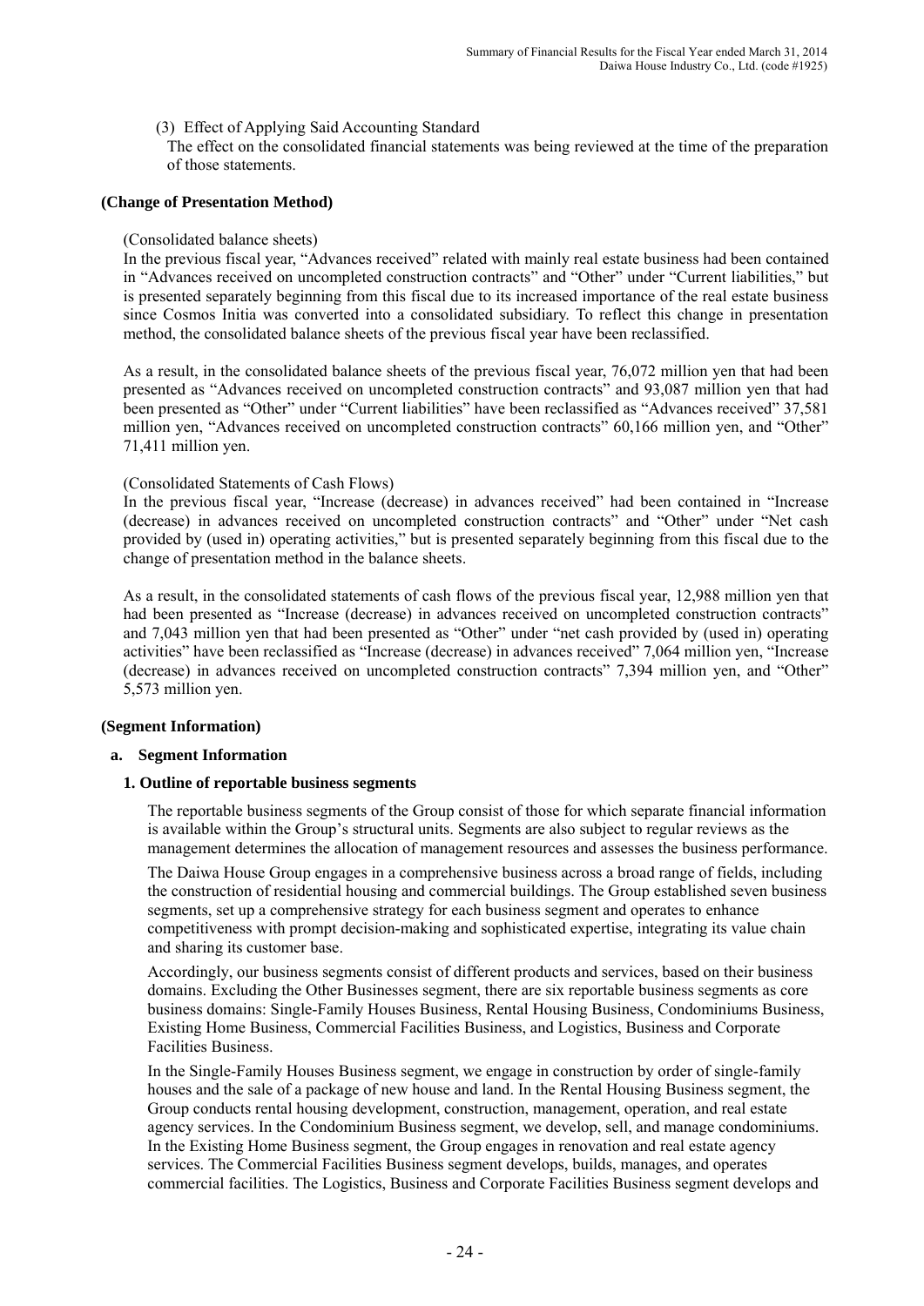(3) Effect of Applying Said Accounting Standard

The effect on the consolidated financial statements was being reviewed at the time of the preparation of those statements.

**(Change of Presentation Method)**

(Consolidated balance sheets)

In the previous fiscal year, "Advances received" related with mainly real estate business had been contained in "Advances received on uncompleted construction contracts" and "Other" under "Current liabilities," but is presented separately beginning from this fiscal due to its increased importance of the real estate business since Cosmos Initia was converted into a consolidated subsidiary. To reflect this change in presentation method, the consolidated balance sheets of the previous fiscal year have been reclassified.

As a result, in the consolidated balance sheets of the previous fiscal year, 76,072 million yen that had been presented as "Advances received on uncompleted construction contracts" and 93,087 million yen that had been presented as "Other" under "Current liabilities" have been reclassified as "Advances received" 37,581 million yen, "Advances received on uncompleted construction contracts" 60,166 million yen, and "Other" 71,411 million yen.

(Consolidated Statements of Cash Flows)

In the previous fiscal year, "Increase (decrease) in advances received" had been contained in "Increase (decrease) in advances received on uncompleted construction contracts" and "Other" under "Net cash provided by (used in) operating activities," but is presented separately beginning from this fiscal due to the change of presentation method in the balance sheets.

As a result, in the consolidated statements of cash flows of the previous fiscal year, 12,988 million yen that had been presented as "Increase (decrease) in advances received on uncompleted construction contracts" and 7,043 million yen that had been presented as "Other" under "net cash provided by (used in) operating activities" have been reclassified as "Increase (decrease) in advances received" 7,064 million yen, "Increase (decrease) in advances received on uncompleted construction contracts" 7,394 million yen, and "Other" 5,573 million yen.

**(Segment Information)**

**a. Segment Information**

**1. Outline of reportable business segments**

The reportable business segments of the Group consist of those for which separate financial information is available within the Group's structural units. Segments are also subject to regular reviews as the management determines the allocation of management resources and assesses the business performance.

The Daiwa House Group engages in a comprehensive business across a broad range of fields, including the construction of residential housing and commercial buildings. The Group established seven business segments, set up a comprehensive strategy for each business segment and operates to enhance competitiveness with prompt decision-making and sophisticated expertise, integrating its value chain and sharing its customer base.

Accordingly, our business segments consist of different products and services, based on their business domains. Excluding the Other Businesses segment, there are six reportable business segments as core business domains: Single-Family Houses Business, Rental Housing Business, Condominiums Business, Existing Home Business, Commercial Facilities Business, and Logistics, Business and Corporate Facilities Business.

In the Single-Family Houses Business segment, we engage in construction by order of single-family houses and the sale of a package of new house and land. In the Rental Housing Business segment, the Group conducts rental housing development, construction, management, operation, and real estate agency services. In the Condominium Business segment, we develop, sell, and manage condominiums. In the Existing Home Business segment, the Group engages in renovation and real estate agency services. The Commercial Facilities Business segment develops, builds, manages, and operates commercial facilities. The Logistics, Business and Corporate Facilities Business segment develops and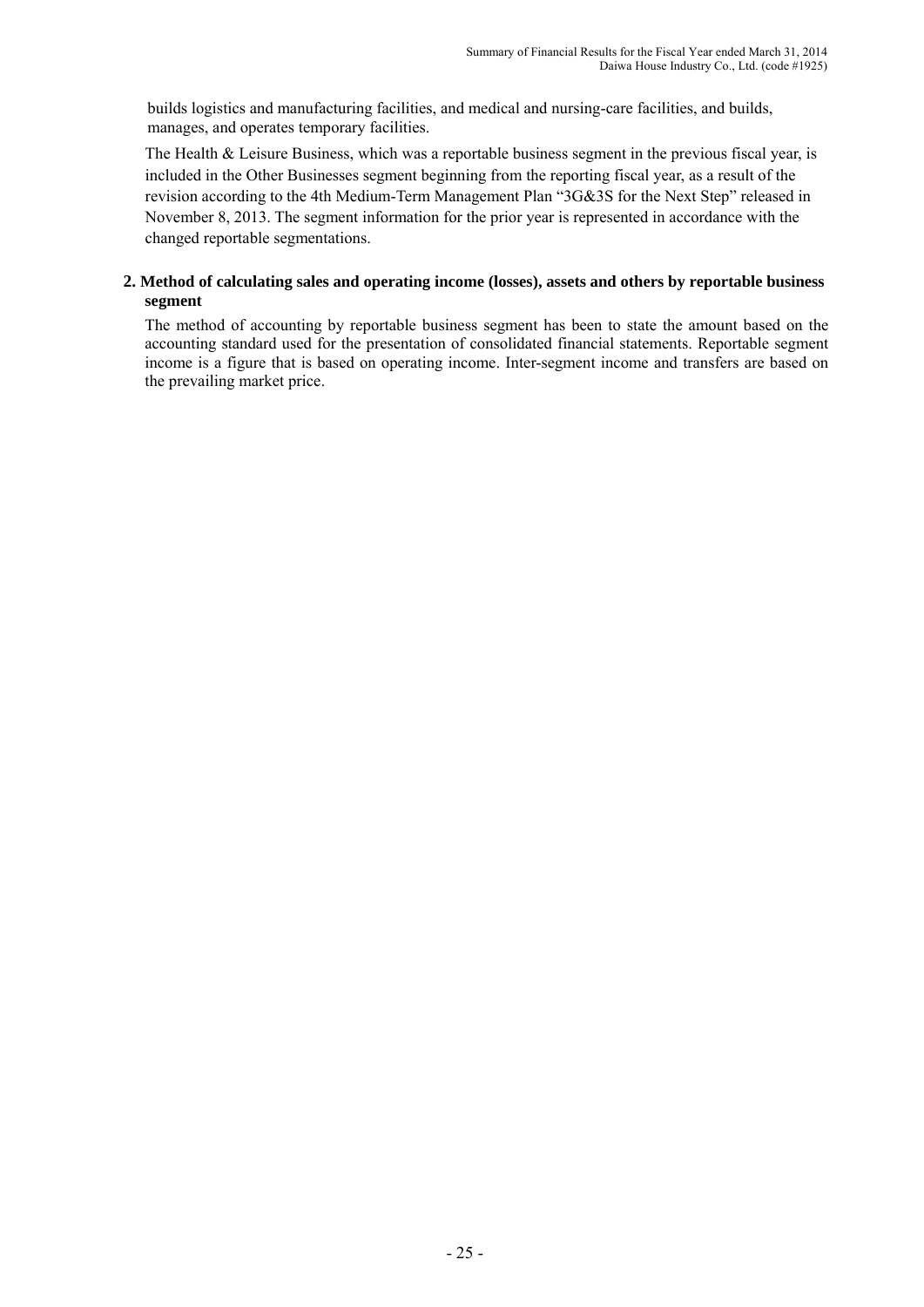builds logistics and manufacturing facilities, and medical and nursing-care facilities, and builds, manages, and operates temporary facilities.

The Health & Leisure Business, which was a reportable business segment in the previous fiscal year, is included in the Other Businesses segment beginning from the reporting fiscal year, as a result of the revision according to the 4th Medium-Term Management Plan “3G&3S for the Next Step” released in November 8, 2013. The segment information for the prior year is represented in accordance with the changed reportable segmentations.

**2. Method of calculating sales and operating income (losses), assets and others by reportable business segment**

The method of accounting by reportable business segment has been to state the amount based on the accounting standard used for the presentation of consolidated financial statements. Reportable segment income is a figure that is based on operating income. Inter-segment income and transfers are based on the prevailing market price.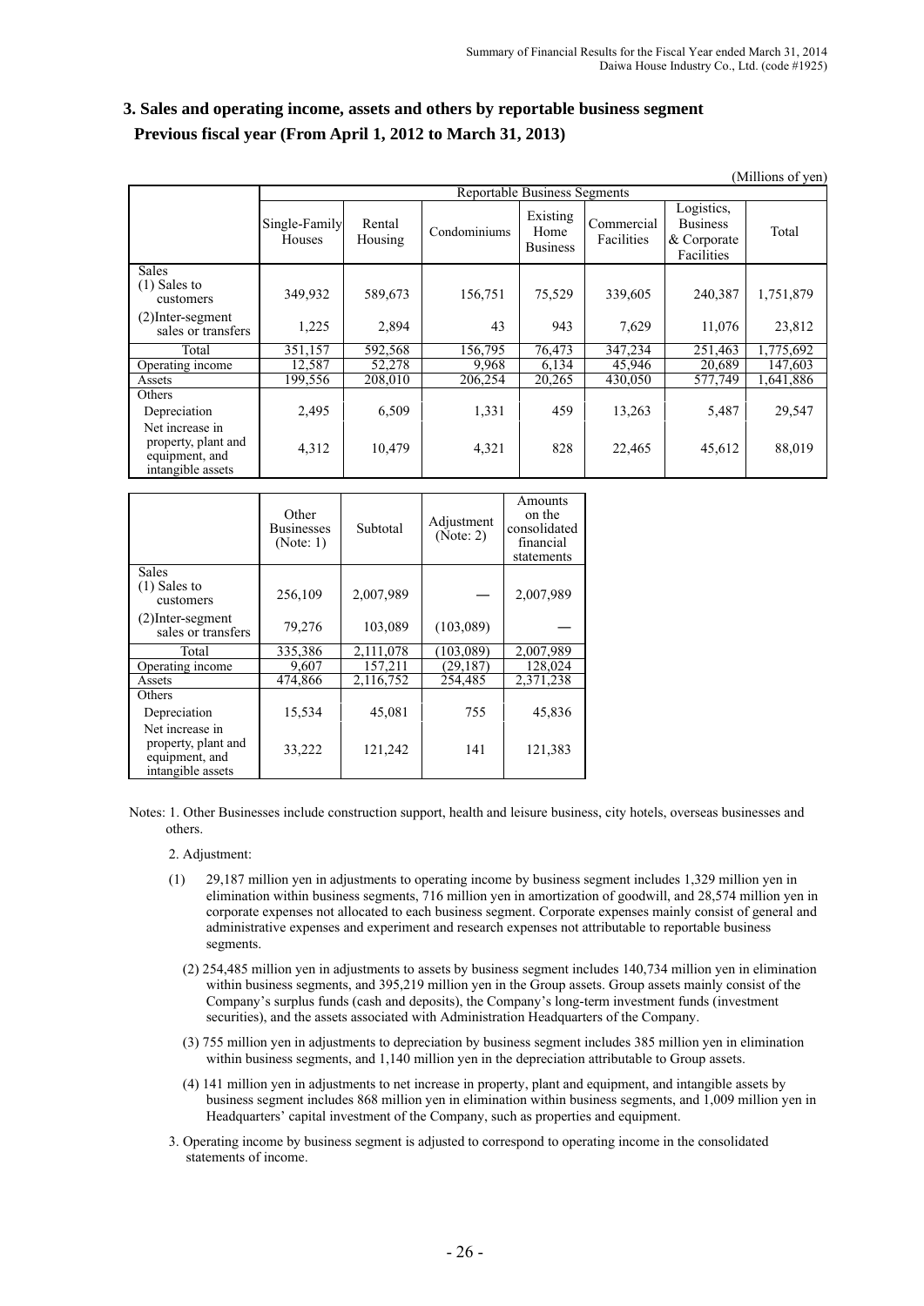## 3. Sales and operating income, assets and others by reportable business segment

### Previous fiscal year (From April 1, 2012 to March 31, 2013)

(Millions of yen)

| | Reportable Business Segments | | | | | | |
|---|---|---|---|---|---|---|---|
| | Single-Family Houses | Rental Housing | Condominiums | Existing Home Business | Commercial Facilities | Logistics, Business & Corporate Facilities | Total |
| Sales | | | | | | | |
| (1) Sales to customers | 349,932 | 589,673 | 156,751 | 75,529 | 339,605 | 240,387 | 1,751,879 |
| (2)Inter-segment sales or transfers | 1,225 | 2,894 | 43 | 943 | 7,629 | 11,076 | 23,812 |
| Total | 351,157 | 592,568 | 156,795 | 76,473 | 347,234 | 251,463 | 1,775,692 |
| Operating income | 12,587 | 52,278 | 9,968 | 6,134 | 45,946 | 20,689 | 147,603 |
| Assets | 199,556 | 208,010 | 206,254 | 20,265 | 430,050 | 577,749 | 1,641,886 |
| Others | | | | | | | |
| Depreciation | 2,495 | 6,509 | 1,331 | 459 | 13,263 | 5,487 | 29,547 |
| Net increase in property, plant and equipment, and intangible assets | 4,312 | 10,479 | 4,321 | 828 | 22,465 | 45,612 | 88,019 |

| | Other Businesses (Note: 1) | Subtotal | Adjustment (Note: 2) | Amounts on the consolidated financial statements |
|---|---|---|---|---|
| Sales | | | | |
| (1) Sales to customers | 256,109 | 2,007,989 | — | 2,007,989 |
| (2)Inter-segment sales or transfers | 79,276 | 103,089 | (103,089) | — |
| Total | 335,386 | 2,111,078 | (103,089) | 2,007,989 |
| Operating income | 9,607 | 157,211 | (29,187) | 128,024 |
| Assets | 474,866 | 2,116,752 | 254,485 | 2,371,238 |
| Others | | | | |
| Depreciation | 15,534 | 45,081 | 755 | 45,836 |
| Net increase in property, plant and equipment, and intangible assets | 33,222 | 121,242 | 141 | 121,383 |

Notes: 1. Other Businesses include construction support, health and leisure business, city hotels, overseas businesses and others.

2. Adjustment:

(1) 29,187 million yen in adjustments to operating income by business segment includes 1,329 million yen in elimination within business segments, 716 million yen in amortization of goodwill, and 28,574 million yen in corporate expenses not allocated to each business segment. Corporate expenses mainly consist of general and administrative expenses and experiment and research expenses not attributable to reportable business segments.

(2) 254,485 million yen in adjustments to assets by business segment includes 140,734 million yen in elimination within business segments, and 395,219 million yen in the Group assets. Group assets mainly consist of the Company's surplus funds (cash and deposits), the Company's long-term investment funds (investment securities), and the assets associated with Administration Headquarters of the Company.

(3) 755 million yen in adjustments to depreciation by business segment includes 385 million yen in elimination within business segments, and 1,140 million yen in the depreciation attributable to Group assets.

(4) 141 million yen in adjustments to net increase in property, plant and equipment, and intangible assets by business segment includes 868 million yen in elimination within business segments, and 1,009 million yen in Headquarters' capital investment of the Company, such as properties and equipment.

3. Operating income by business segment is adjusted to correspond to operating income in the consolidated statements of income.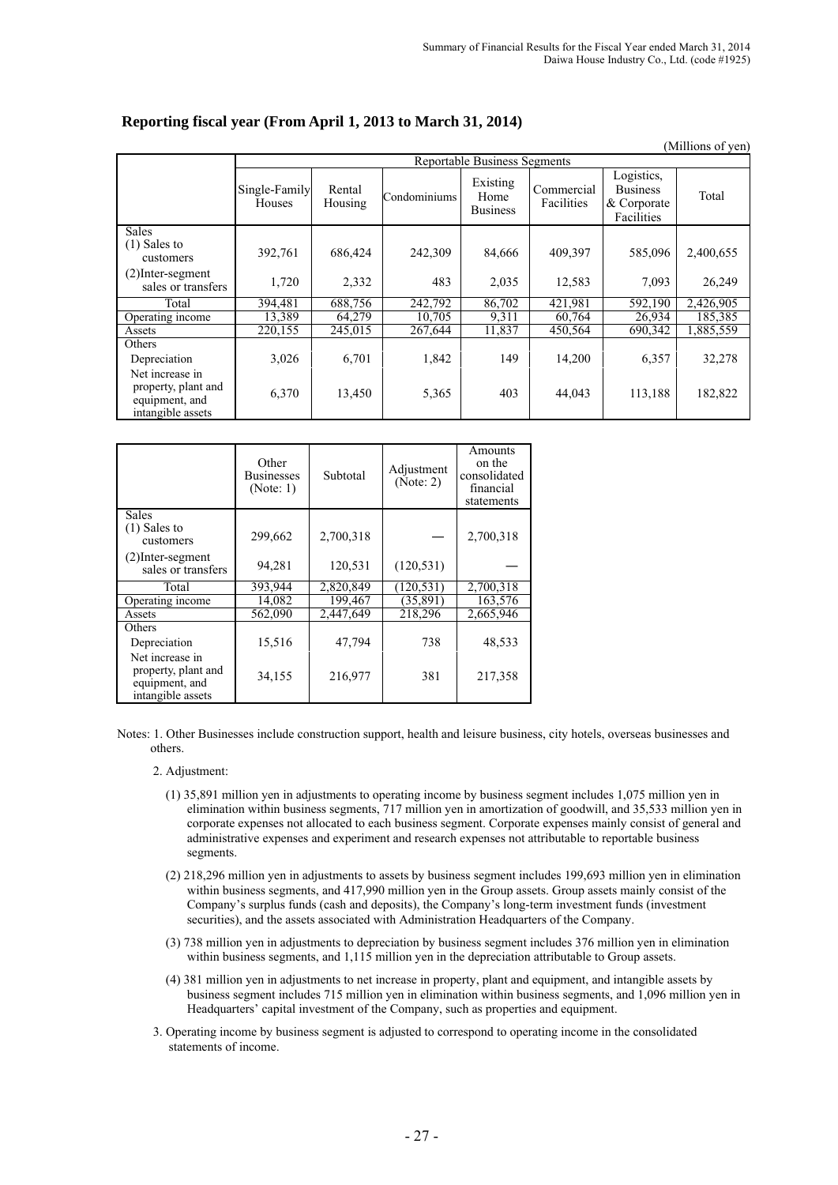### Reporting fiscal year (From April 1, 2013 to March 31, 2014)

(Millions of yen)

| | Reportable Business Segments | | | | | | |
|---|---|---|---|---|---|---|---|
| | Single-Family Houses | Rental Housing | Condominiums | Existing Home Business | Commercial Facilities | Logistics, Business & Corporate Facilities | Total |
| Sales | | | | | | | |
| (1) Sales to customers | 392,761 | 686,424 | 242,309 | 84,666 | 409,397 | 585,096 | 2,400,655 |
| (2)Inter-segment sales or transfers | 1,720 | 2,332 | 483 | 2,035 | 12,583 | 7,093 | 26,249 |
| Total | 394,481 | 688,756 | 242,792 | 86,702 | 421,981 | 592,190 | 2,426,905 |
| Operating income | 13,389 | 64,279 | 10,705 | 9,311 | 60,764 | 26,934 | 185,385 |
| Assets | 220,155 | 245,015 | 267,644 | 11,837 | 450,564 | 690,342 | 1,885,559 |
| Others | | | | | | | |
| Depreciation | 3,026 | 6,701 | 1,842 | 149 | 14,200 | 6,357 | 32,278 |
| Net increase in property, plant and equipment, and intangible assets | 6,370 | 13,450 | 5,365 | 403 | 44,043 | 113,188 | 182,822 |

| | Other Businesses (Note: 1) | Subtotal | Adjustment (Note: 2) | Amounts on the consolidated financial statements |
|---|---|---|---|---|
| Sales | | | | |
| (1) Sales to customers | 299,662 | 2,700,318 | — | 2,700,318 |
| (2)Inter-segment sales or transfers | 94,281 | 120,531 | (120,531) | — |
| Total | 393,944 | 2,820,849 | (120,531) | 2,700,318 |
| Operating income | 14,082 | 199,467 | (35,891) | 163,576 |
| Assets | 562,090 | 2,447,649 | 218,296 | 2,665,946 |
| Others | | | | |
| Depreciation | 15,516 | 47,794 | 738 | 48,533 |
| Net increase in property, plant and equipment, and intangible assets | 34,155 | 216,977 | 381 | 217,358 |

Notes: 1. Other Businesses include construction support, health and leisure business, city hotels, overseas businesses and others.

2. Adjustment:

(1) 35,891 million yen in adjustments to operating income by business segment includes 1,075 million yen in elimination within business segments, 717 million yen in amortization of goodwill, and 35,533 million yen in corporate expenses not allocated to each business segment. Corporate expenses mainly consist of general and administrative expenses and experiment and research expenses not attributable to reportable business segments.

(2) 218,296 million yen in adjustments to assets by business segment includes 199,693 million yen in elimination within business segments, and 417,990 million yen in the Group assets. Group assets mainly consist of the Company's surplus funds (cash and deposits), the Company's long-term investment funds (investment securities), and the assets associated with Administration Headquarters of the Company.

(3) 738 million yen in adjustments to depreciation by business segment includes 376 million yen in elimination within business segments, and 1,115 million yen in the depreciation attributable to Group assets.

(4) 381 million yen in adjustments to net increase in property, plant and equipment, and intangible assets by business segment includes 715 million yen in elimination within business segments, and 1,096 million yen in Headquarters' capital investment of the Company, such as properties and equipment.

3. Operating income by business segment is adjusted to correspond to operating income in the consolidated statements of income.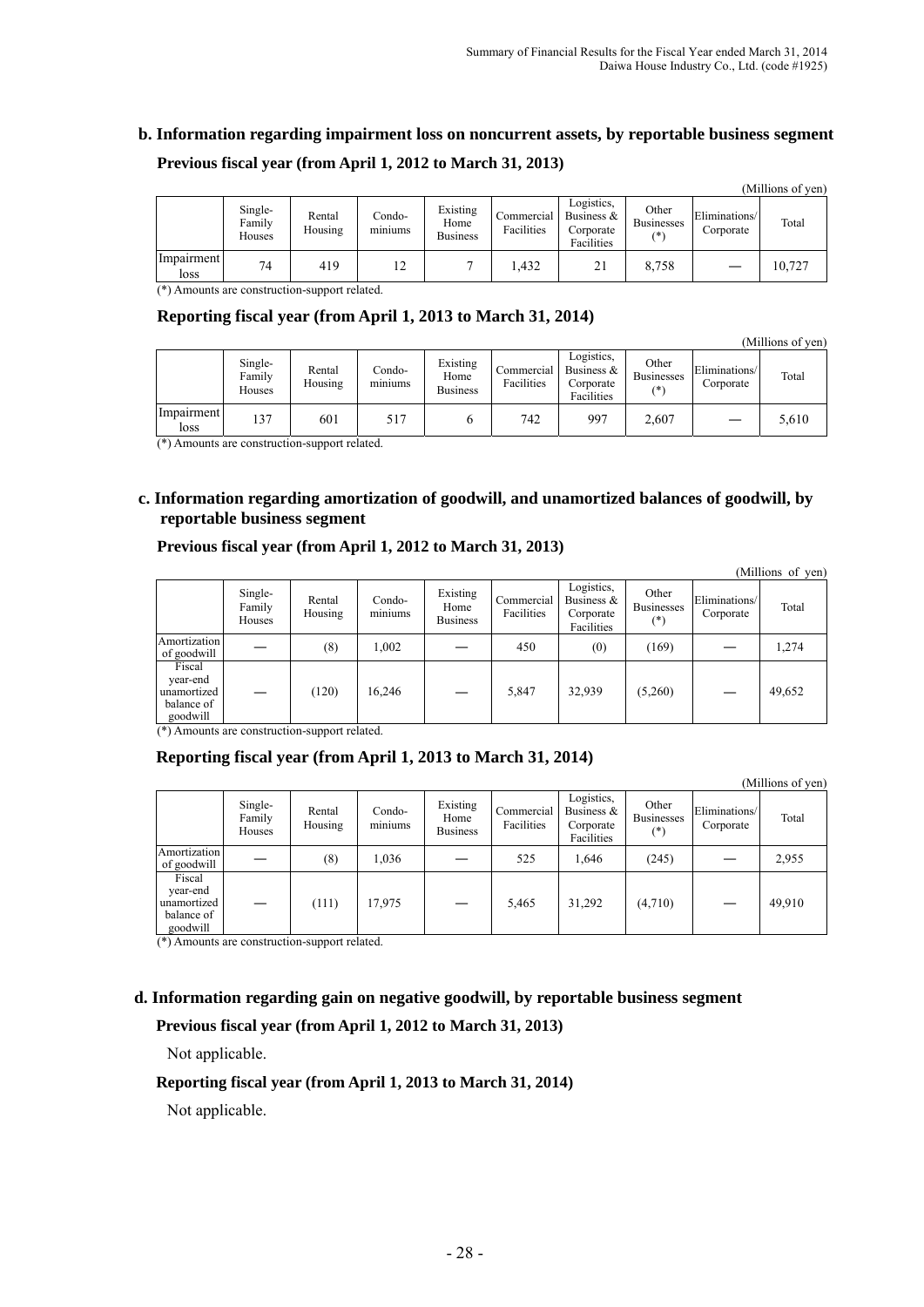## b. Information regarding impairment loss on noncurrent assets, by reportable business segment

**Previous fiscal year (from April 1, 2012 to March 31, 2013)**

(Millions of yen)

| | Single-Family Houses | Rental Housing | Condo-miniums | Existing Home Business | Commercial Facilities | Logistics, Business & Corporate Facilities | Other Businesses (*) | Eliminations/ Corporate | Total |
|---|---|---|---|---|---|---|---|---|---|
| Impairment loss | 74 | 419 | 12 | 7 | 1,432 | 21 | 8,758 | — | 10,727 |

(*) Amounts are construction-support related.

**Reporting fiscal year (from April 1, 2013 to March 31, 2014)**

(Millions of yen)

| | Single-Family Houses | Rental Housing | Condo-miniums | Existing Home Business | Commercial Facilities | Logistics, Business & Corporate Facilities | Other Businesses (*) | Eliminations/ Corporate | Total |
|---|---|---|---|---|---|---|---|---|---|
| Impairment loss | 137 | 601 | 517 | 6 | 742 | 997 | 2,607 | — | 5,610 |

(*) Amounts are construction-support related.

## c. Information regarding amortization of goodwill, and unamortized balances of goodwill, by reportable business segment

**Previous fiscal year (from April 1, 2012 to March 31, 2013)**

(Millions of yen)

| | Single-Family Houses | Rental Housing | Condo-miniums | Existing Home Business | Commercial Facilities | Logistics, Business & Corporate Facilities | Other Businesses (*) | Eliminations/ Corporate | Total |
|---|---|---|---|---|---|---|---|---|---|
| Amortization of goodwill | — | (8) | 1,002 | — | 450 | (0) | (169) | — | 1,274 |
| Fiscal year-end unamortized balance of goodwill | — | (120) | 16,246 | — | 5,847 | 32,939 | (5,260) | — | 49,652 |

(*) Amounts are construction-support related.

**Reporting fiscal year (from April 1, 2013 to March 31, 2014)**

(Millions of yen)

| | Single-Family Houses | Rental Housing | Condo-miniums | Existing Home Business | Commercial Facilities | Logistics, Business & Corporate Facilities | Other Businesses (*) | Eliminations/ Corporate | Total |
|---|---|---|---|---|---|---|---|---|---|
| Amortization of goodwill | — | (8) | 1,036 | — | 525 | 1,646 | (245) | — | 2,955 |
| Fiscal year-end unamortized balance of goodwill | — | (111) | 17,975 | — | 5,465 | 31,292 | (4,710) | — | 49,910 |

(*) Amounts are construction-support related.

## d. Information regarding gain on negative goodwill, by reportable business segment

**Previous fiscal year (from April 1, 2012 to March 31, 2013)**

Not applicable.

**Reporting fiscal year (from April 1, 2013 to March 31, 2014)**

Not applicable.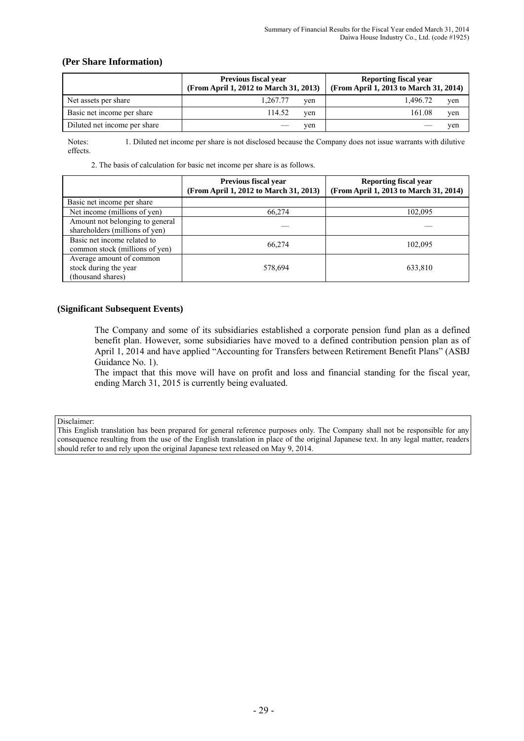### (Per Share Information)

| | Previous fiscal year (From April 1, 2012 to March 31, 2013) | Reporting fiscal year (From April 1, 2013 to March 31, 2014) |
|---|---|---|
| Net assets per share | 1,267.77 yen | 1,496.72 yen |
| Basic net income per share | 114.52 yen | 161.08 yen |
| Diluted net income per share | — yen | — yen |

Notes: 1. Diluted net income per share is not disclosed because the Company does not issue warrants with dilutive effects.

2. The basis of calculation for basic net income per share is as follows.

| | Previous fiscal year (From April 1, 2012 to March 31, 2013) | Reporting fiscal year (From April 1, 2013 to March 31, 2014) |
|---|---|---|
| Basic net income per share | | |
| Net income (millions of yen) | 66,274 | 102,095 |
| Amount not belonging to general shareholders (millions of yen) | — | — |
| Basic net income related to common stock (millions of yen) | 66,274 | 102,095 |
| Average amount of common stock during the year (thousand shares) | 578,694 | 633,810 |

### (Significant Subsequent Events)

The Company and some of its subsidiaries established a corporate pension fund plan as a defined benefit plan. However, some subsidiaries have moved to a defined contribution pension plan as of April 1, 2014 and have applied "Accounting for Transfers between Retirement Benefit Plans" (ASBJ Guidance No. 1).

The impact that this move will have on profit and loss and financial standing for the fiscal year, ending March 31, 2015 is currently being evaluated.

Disclaimer:
This English translation has been prepared for general reference purposes only. The Company shall not be responsible for any consequence resulting from the use of the English translation in place of the original Japanese text. In any legal matter, readers should refer to and rely upon the original Japanese text released on May 9, 2014.